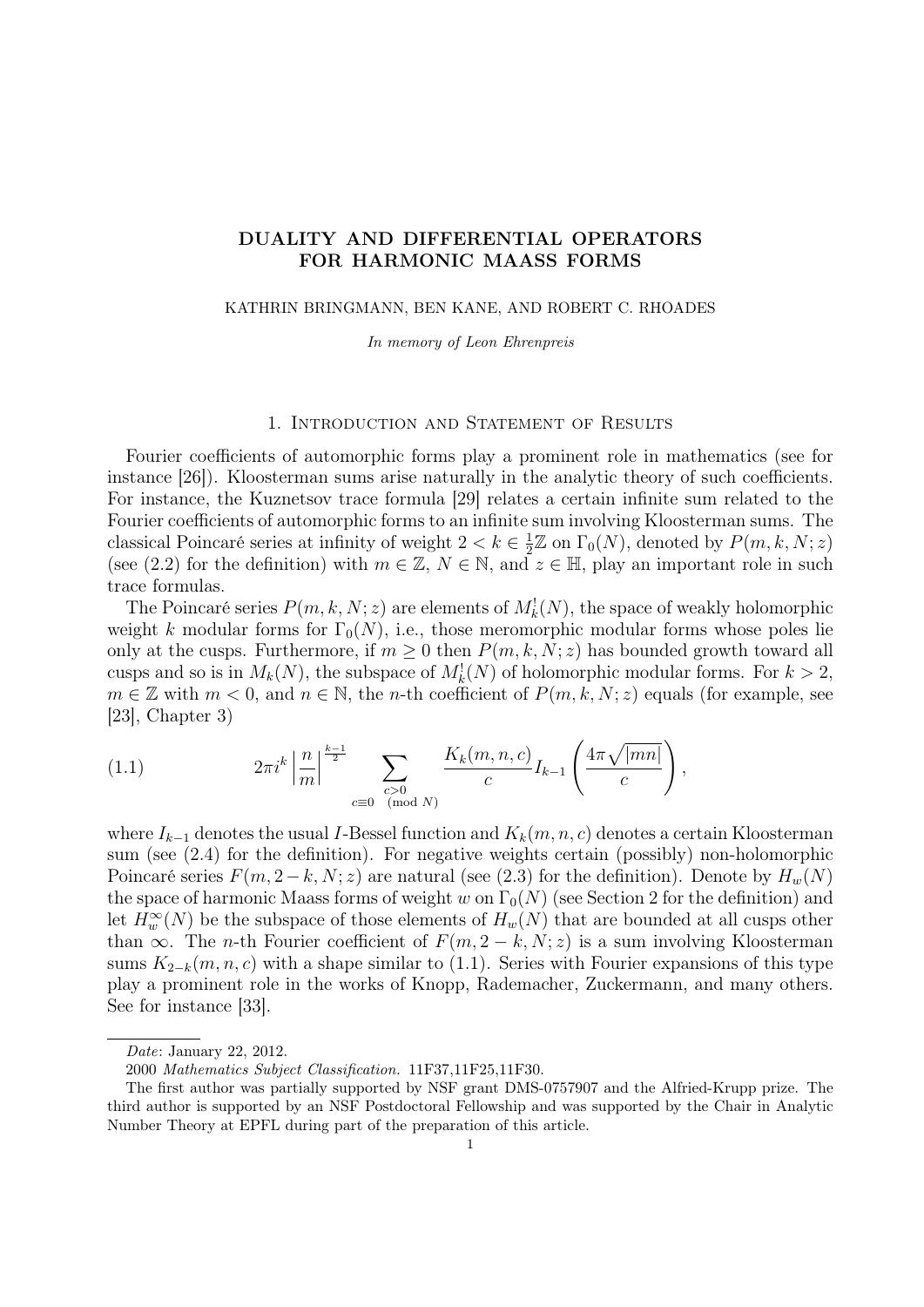# DUALITY AND DIFFERENTIAL OPERATORS FOR HARMONIC MAASS FORMS

KATHRIN BRINGMANN, BEN KANE, AND ROBERT C. RHOADES

*In memory of Leon Ehrenpreis*

## 1. Introduction and Statement of Results

Fourier coefficients of automorphic forms play a prominent role in mathematics (see for instance [26]). Kloosterman sums arise naturally in the analytic theory of such coefficients. For instance, the Kuznetsov trace formula [29] relates a certain infinite sum related to the Fourier coefficients of automorphic forms to an infinite sum involving Kloosterman sums. The classical Poincaré series at infinity of weight $2 < k \in \frac{1}{2}\mathbb{Z}$ on $\Gamma_0(N)$, denoted by $P(m, k, N; z)$ (see (2.2) for the definition) with $m \in \mathbb{Z}$, $N \in \mathbb{N}$, and $z \in \mathbb{H}$, play an important role in such trace formulas.

The Poincaré series $P(m, k, N; z)$ are elements of $M_k^!(N)$, the space of weakly holomorphic weight $k$ modular forms for $\Gamma_0(N)$, i.e., those meromorphic modular forms whose poles lie only at the cusps. Furthermore, if $m \geq 0$ then $P(m, k, N; z)$ has bounded growth toward all cusps and so is in $M_k(N)$, the subspace of $M_k^!(N)$ of holomorphic modular forms. For $k > 2$, $m \in \mathbb{Z}$ with $m < 0$, and $n \in \mathbb{N}$, the $n$-th coefficient of $P(m, k, N; z)$ equals (for example, see [23], Chapter 3)

$$2\pi i^k \left|\frac{n}{m}\right|^{\frac{k-1}{2}} \sum_{\substack{c>0 \\ c\equiv 0 \pmod{N}}} \frac{K_k(m, n, c)}{c} I_{k-1}\left(\frac{4\pi\sqrt{|mn|}}{c}\right), \tag{1.1}$$

where $I_{k-1}$ denotes the usual $I$-Bessel function and $K_k(m, n, c)$ denotes a certain Kloosterman sum (see (2.4) for the definition). For negative weights certain (possibly) non-holomorphic Poincaré series $F(m, 2-k, N; z)$ are natural (see (2.3) for the definition). Denote by $H_w(N)$ the space of harmonic Maass forms of weight $w$ on $\Gamma_0(N)$ (see Section 2 for the definition) and let $H_w^\infty(N)$ be the subspace of those elements of $H_w(N)$ that are bounded at all cusps other than $\infty$. The $n$-th Fourier coefficient of $F(m, 2-k, N; z)$ is a sum involving Kloosterman sums $K_{2-k}(m, n, c)$ with a shape similar to (1.1). Series with Fourier expansions of this type play a prominent role in the works of Knopp, Rademacher, Zuckermann, and many others. See for instance [33].

---

*Date*: January 22, 2012.

2000 *Mathematics Subject Classification.* 11F37,11F25,11F30.

The first author was partially supported by NSF grant DMS-0757907 and the Alfried-Krupp prize. The third author is supported by an NSF Postdoctoral Fellowship and was supported by the Chair in Analytic Number Theory at EPFL during part of the preparation of this article.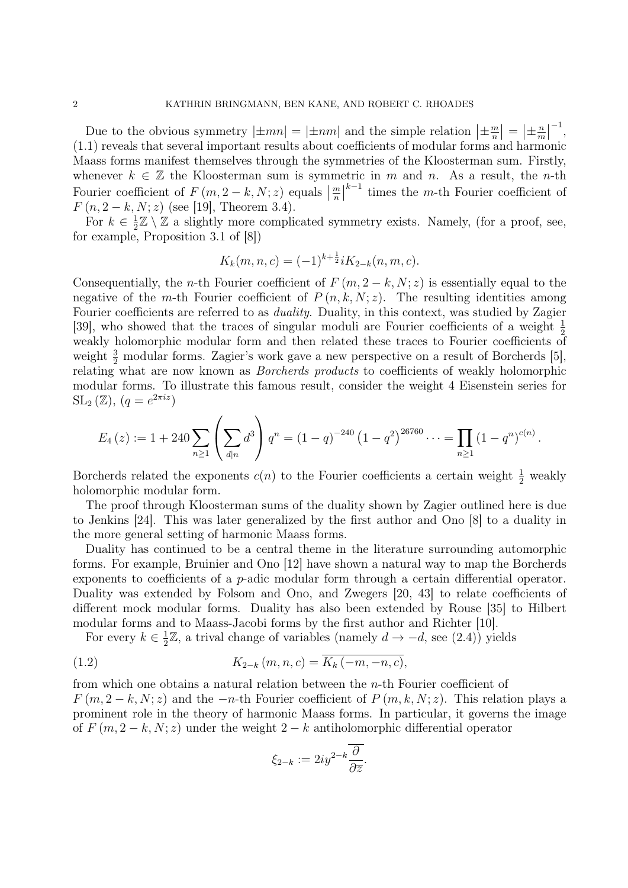Due to the obvious symmetry $|\pm mn| = |\pm nm|$ and the simple relation $\left|\pm\frac{m}{n}\right| = \left|\pm\frac{n}{m}\right|^{-1}$, (1.1) reveals that several important results about coefficients of modular forms and harmonic Maass forms manifest themselves through the symmetries of the Kloosterman sum. Firstly, whenever $k \in \mathbb{Z}$ the Kloosterman sum is symmetric in $m$ and $n$. As a result, the $n$-th Fourier coefficient of $F(m, 2-k, N; z)$ equals $\left|\frac{m}{n}\right|^{k-1}$ times the $m$-th Fourier coefficient of $F(n, 2-k, N; z)$ (see [19], Theorem 3.4).

For $k \in \frac{1}{2}\mathbb{Z} \setminus \mathbb{Z}$ a slightly more complicated symmetry exists. Namely, (for a proof, see, for example, Proposition 3.1 of [8])

$$K_k(m, n, c) = (-1)^{k+\frac{1}{2}} i K_{2-k}(n, m, c).$$

Consequentially, the $n$-th Fourier coefficient of $F(m, 2-k, N; z)$ is essentially equal to the negative of the $m$-th Fourier coefficient of $P(n, k, N; z)$. The resulting identities among Fourier coefficients are referred to as *duality*. Duality, in this context, was studied by Zagier [39], who showed that the traces of singular moduli are Fourier coefficients of a weight $\frac{1}{2}$ weakly holomorphic modular form and then related these traces to Fourier coefficients of weight $\frac{3}{2}$ modular forms. Zagier's work gave a new perspective on a result of Borcherds [5], relating what are now known as *Borcherds products* to coefficients of weakly holomorphic modular forms. To illustrate this famous result, consider the weight 4 Eisenstein series for $\mathrm{SL}_2(\mathbb{Z})$, $(q = e^{2\pi i z})$

$$E_4(z) := 1 + 240 \sum_{n \geq 1} \left( \sum_{d \mid n} d^3 \right) q^n = (1-q)^{-240} \left(1-q^2\right)^{26760} \cdots = \prod_{n \geq 1} (1-q^n)^{c(n)}.$$

Borcherds related the exponents $c(n)$ to the Fourier coefficients a certain weight $\frac{1}{2}$ weakly holomorphic modular form.

The proof through Kloosterman sums of the duality shown by Zagier outlined here is due to Jenkins [24]. This was later generalized by the first author and Ono [8] to a duality in the more general setting of harmonic Maass forms.

Duality has continued to be a central theme in the literature surrounding automorphic forms. For example, Bruinier and Ono [12] have shown a natural way to map the Borcherds exponents to coefficients of a $p$-adic modular form through a certain differential operator. Duality was extended by Folsom and Ono, and Zwegers [20, 43] to relate coefficients of different mock modular forms. Duality has also been extended by Rouse [35] to Hilbert modular forms and to Maass-Jacobi forms by the first author and Richter [10].

For every $k \in \frac{1}{2}\mathbb{Z}$, a trival change of variables (namely $d \to -d$, see (2.4)) yields

$$K_{2-k}(m, n, c) = \overline{K_k(-m, -n, c)}, \tag{1.2}$$

from which one obtains a natural relation between the $n$-th Fourier coefficient of $F(m, 2-k, N; z)$ and the $-n$-th Fourier coefficient of $P(m, k, N; z)$. This relation plays a prominent role in the theory of harmonic Maass forms. In particular, it governs the image of $F(m, 2-k, N; z)$ under the weight $2-k$ antiholomorphic differential operator

$$\xi_{2-k} := 2iy^{2-k} \overline{\frac{\partial}{\partial \overline{z}}}.$$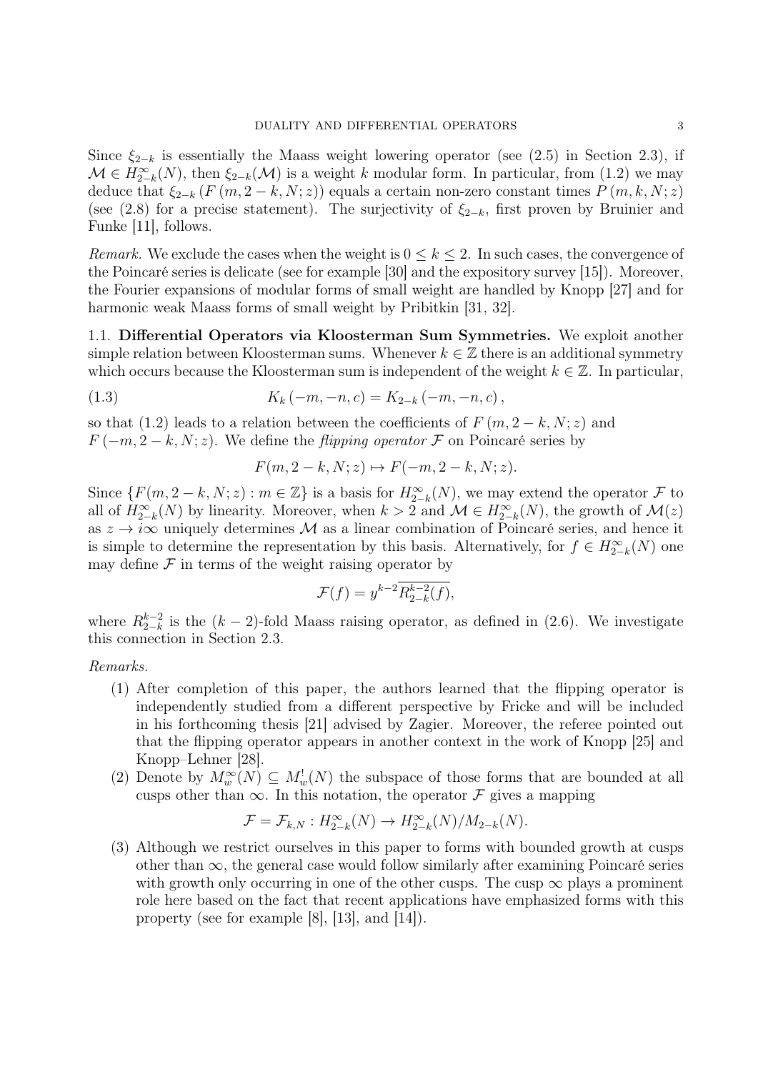Since $\xi_{2-k}$ is essentially the Maass weight lowering operator (see (2.5) in Section 2.3), if $\mathcal{M} \in H_{2-k}^{\infty}(N)$, then $\xi_{2-k}(\mathcal{M})$ is a weight $k$ modular form. In particular, from (1.2) we may deduce that $\xi_{2-k}(F(m, 2-k, N; z))$ equals a certain non-zero constant times $P(m, k, N; z)$ (see (2.8) for a precise statement). The surjectivity of $\xi_{2-k}$, first proven by Bruinier and Funke [11], follows.

*Remark.* We exclude the cases when the weight is $0 \leq k \leq 2$. In such cases, the convergence of the Poincaré series is delicate (see for example [30] and the expository survey [15]). Moreover, the Fourier expansions of modular forms of small weight are handled by Knopp [27] and for harmonic weak Maass forms of small weight by Pribitkin [31, 32].

### 1.1. Differential Operators via Kloosterman Sum Symmetries.

We exploit another simple relation between Kloosterman sums. Whenever $k \in \mathbb{Z}$ there is an additional symmetry which occurs because the Kloosterman sum is independent of the weight $k \in \mathbb{Z}$. In particular,

$$K_k(-m, -n, c) = K_{2-k}(-m, -n, c), \tag{1.3}$$

so that (1.2) leads to a relation between the coefficients of $F(m, 2-k, N; z)$ and $F(-m, 2-k, N; z)$. We define the *flipping operator* $\mathcal{F}$ on Poincaré series by

$$F(m, 2-k, N; z) \mapsto F(-m, 2-k, N; z).$$

Since $\{F(m, 2-k, N; z) : m \in \mathbb{Z}\}$ is a basis for $H_{2-k}^{\infty}(N)$, we may extend the operator $\mathcal{F}$ to all of $H_{2-k}^{\infty}(N)$ by linearity. Moreover, when $k > 2$ and $\mathcal{M} \in H_{2-k}^{\infty}(N)$, the growth of $\mathcal{M}(z)$ as $z \to i\infty$ uniquely determines $\mathcal{M}$ as a linear combination of Poincaré series, and hence it is simple to determine the representation by this basis. Alternatively, for $f \in H_{2-k}^{\infty}(N)$ one may define $\mathcal{F}$ in terms of the weight raising operator by

$$\mathcal{F}(f) = y^{k-2}\overline{R_{2-k}^{k-2}(f)},$$

where $R_{2-k}^{k-2}$ is the $(k-2)$-fold Maass raising operator, as defined in (2.6). We investigate this connection in Section 2.3.

*Remarks.*

1. After completion of this paper, the authors learned that the flipping operator is independently studied from a different perspective by Fricke and will be included in his forthcoming thesis [21] advised by Zagier. Moreover, the referee pointed out that the flipping operator appears in another context in the work of Knopp [25] and Knopp–Lehner [28].
2. Denote by $M_w^{\infty}(N) \subseteq M_w^!(N)$ the subspace of those forms that are bounded at all cusps other than $\infty$. In this notation, the operator $\mathcal{F}$ gives a mapping
$$\mathcal{F} = \mathcal{F}_{k,N} : H_{2-k}^{\infty}(N) \to H_{2-k}^{\infty}(N)/M_{2-k}(N).$$
3. Although we restrict ourselves in this paper to forms with bounded growth at cusps other than $\infty$, the general case would follow similarly after examining Poincaré series with growth only occurring in one of the other cusps. The cusp $\infty$ plays a prominent role here based on the fact that recent applications have emphasized forms with this property (see for example [8], [13], and [14]).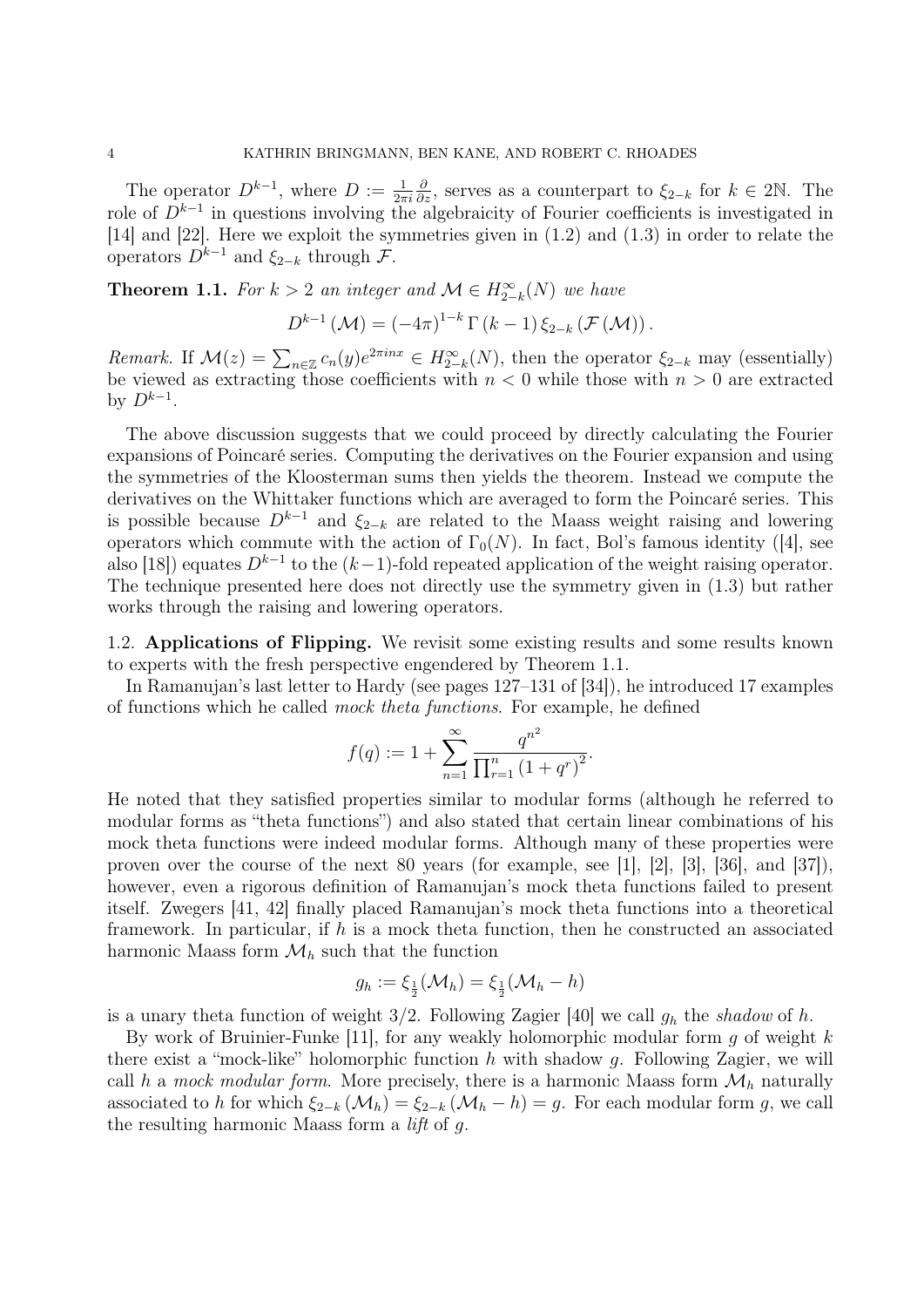The operator $D^{k-1}$, where $D := \frac{1}{2\pi i}\frac{\partial}{\partial z}$, serves as a counterpart to $\xi_{2-k}$ for $k \in 2\mathbb{N}$. The role of $D^{k-1}$ in questions involving the algebraicity of Fourier coefficients is investigated in [14] and [22]. Here we exploit the symmetries given in (1.2) and (1.3) in order to relate the operators $D^{k-1}$ and $\xi_{2-k}$ through $\mathcal{F}$.

**Theorem 1.1.** *For $k > 2$ an integer and $\mathcal{M} \in H_{2-k}^{\infty}(N)$ we have*

$$D^{k-1}(\mathcal{M}) = (-4\pi)^{1-k}\,\Gamma(k-1)\,\xi_{2-k}(\mathcal{F}(\mathcal{M})).$$

*Remark.* If $\mathcal{M}(z) = \sum_{n\in\mathbb{Z}} c_n(y)e^{2\pi i n x} \in H_{2-k}^{\infty}(N)$, then the operator $\xi_{2-k}$ may (essentially) be viewed as extracting those coefficients with $n < 0$ while those with $n > 0$ are extracted by $D^{k-1}$.

The above discussion suggests that we could proceed by directly calculating the Fourier expansions of Poincaré series. Computing the derivatives on the Fourier expansion and using the symmetries of the Kloosterman sums then yields the theorem. Instead we compute the derivatives on the Whittaker functions which are averaged to form the Poincaré series. This is possible because $D^{k-1}$ and $\xi_{2-k}$ are related to the Maass weight raising and lowering operators which commute with the action of $\Gamma_0(N)$. In fact, Bol's famous identity ([4], see also [18]) equates $D^{k-1}$ to the $(k-1)$-fold repeated application of the weight raising operator. The technique presented here does not directly use the symmetry given in (1.3) but rather works through the raising and lowering operators.

### 1.2. Applications of Flipping.

We revisit some existing results and some results known to experts with the fresh perspective engendered by Theorem 1.1.

In Ramanujan's last letter to Hardy (see pages 127–131 of [34]), he introduced 17 examples of functions which he called *mock theta functions*. For example, he defined

$$f(q) := 1 + \sum_{n=1}^{\infty} \frac{q^{n^2}}{\prod_{r=1}^{n}(1+q^r)^2}.$$

He noted that they satisfied properties similar to modular forms (although he referred to modular forms as "theta functions") and also stated that certain linear combinations of his mock theta functions were indeed modular forms. Although many of these properties were proven over the course of the next 80 years (for example, see [1], [2], [3], [36], and [37]), however, even a rigorous definition of Ramanujan's mock theta functions failed to present itself. Zwegers [41, 42] finally placed Ramanujan's mock theta functions into a theoretical framework. In particular, if $h$ is a mock theta function, then he constructed an associated harmonic Maass form $\mathcal{M}_h$ such that the function

$$g_h := \xi_{\frac{1}{2}}(\mathcal{M}_h) = \xi_{\frac{1}{2}}(\mathcal{M}_h - h)$$

is a unary theta function of weight $3/2$. Following Zagier [40] we call $g_h$ the *shadow* of $h$.

By work of Bruinier-Funke [11], for any weakly holomorphic modular form $g$ of weight $k$ there exist a "mock-like" holomorphic function $h$ with shadow $g$. Following Zagier, we will call $h$ a *mock modular form*. More precisely, there is a harmonic Maass form $\mathcal{M}_h$ naturally associated to $h$ for which $\xi_{2-k}(\mathcal{M}_h) = \xi_{2-k}(\mathcal{M}_h - h) = g$. For each modular form $g$, we call the resulting harmonic Maass form a *lift* of $g$.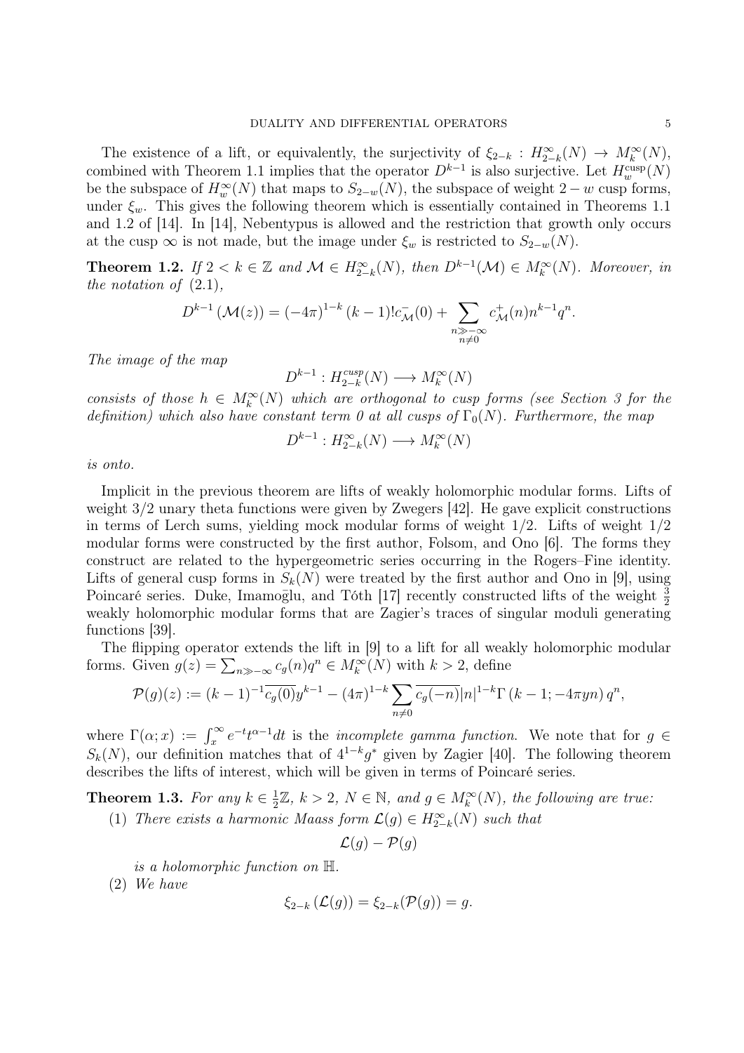The existence of a lift, or equivalently, the surjectivity of $\xi_{2-k} : H^{\infty}_{2-k}(N) \to M^{\infty}_{k}(N)$, combined with Theorem 1.1 implies that the operator $D^{k-1}$ is also surjective. Let $H^{\mathrm{cusp}}_{w}(N)$ be the subspace of $H^{\infty}_{w}(N)$ that maps to $S_{2-w}(N)$, the subspace of weight $2-w$ cusp forms, under $\xi_w$. This gives the following theorem which is essentially contained in Theorems 1.1 and 1.2 of [14]. In [14], Nebentypus is allowed and the restriction that growth only occurs at the cusp $\infty$ is not made, but the image under $\xi_w$ is restricted to $S_{2-w}(N)$.

**Theorem 1.2.** *If $2 < k \in \mathbb{Z}$ and $\mathcal{M} \in H^{\infty}_{2-k}(N)$, then $D^{k-1}(\mathcal{M}) \in M^{\infty}_{k}(N)$. Moreover, in the notation of* (2.1),

$$D^{k-1}\left(\mathcal{M}(z)\right) = (-4\pi)^{1-k}\,(k-1)!c^{-}_{\mathcal{M}}(0) + \sum_{\substack{n \gg -\infty \\ n \neq 0}} c^{+}_{\mathcal{M}}(n) n^{k-1} q^{n}.$$

*The image of the map*

$$D^{k-1} : H^{cusp}_{2-k}(N) \longrightarrow M^{\infty}_{k}(N)$$

*consists of those $h \in M^{\infty}_{k}(N)$ which are orthogonal to cusp forms (see Section 3 for the definition) which also have constant term 0 at all cusps of $\Gamma_0(N)$. Furthermore, the map*

$$D^{k-1} : H^{\infty}_{2-k}(N) \longrightarrow M^{\infty}_{k}(N)$$

*is onto.*

Implicit in the previous theorem are lifts of weakly holomorphic modular forms. Lifts of weight 3/2 unary theta functions were given by Zwegers [42]. He gave explicit constructions in terms of Lerch sums, yielding mock modular forms of weight 1/2. Lifts of weight 1/2 modular forms were constructed by the first author, Folsom, and Ono [6]. The forms they construct are related to the hypergeometric series occurring in the Rogers–Fine identity. Lifts of general cusp forms in $S_k(N)$ were treated by the first author and Ono in [9], using Poincaré series. Duke, Imamoḡlu, and Tóth [17] recently constructed lifts of the weight $\frac{3}{2}$ weakly holomorphic modular forms that are Zagier's traces of singular moduli generating functions [39].

The flipping operator extends the lift in [9] to a lift for all weakly holomorphic modular forms. Given $g(z) = \sum_{n \gg -\infty} c_g(n) q^n \in M^{\infty}_{k}(N)$ with $k > 2$, define

$$\mathcal{P}(g)(z) := (k-1)^{-1}\overline{c_g(0)}y^{k-1} - (4\pi)^{1-k} \sum_{n \neq 0} \overline{c_g(-n)} |n|^{1-k} \Gamma\left(k-1; -4\pi y n\right) q^n,$$

where $\Gamma(\alpha; x) := \int_x^{\infty} e^{-t} t^{\alpha-1} dt$ is the *incomplete gamma function*. We note that for $g \in S_k(N)$, our definition matches that of $4^{1-k} g^*$ given by Zagier [40]. The following theorem describes the lifts of interest, which will be given in terms of Poincaré series.

**Theorem 1.3.** *For any $k \in \frac{1}{2}\mathbb{Z}$, $k > 2$, $N \in \mathbb{N}$, and $g \in M^{\infty}_{k}(N)$, the following are true:*

(1) *There exists a harmonic Maass form $\mathcal{L}(g) \in H^{\infty}_{2-k}(N)$ such that*

$$\mathcal{L}(g) - \mathcal{P}(g)$$

*is a holomorphic function on $\mathbb{H}$.*

(2) *We have*

$$\xi_{2-k}\left(\mathcal{L}(g)\right) = \xi_{2-k}(\mathcal{P}(g)) = g.$$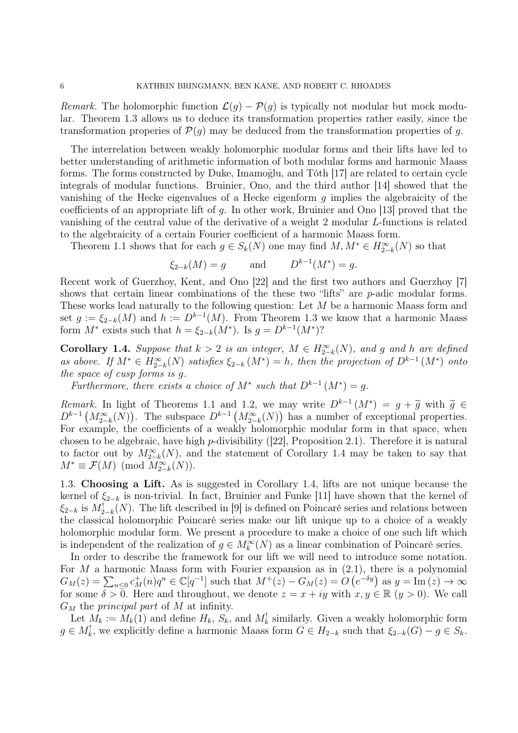*Remark.* The holomorphic function $\mathcal{L}(g) - \mathcal{P}(g)$ is typically not modular but mock modular. Theorem 1.3 allows us to deduce its transformation properties rather easily, since the transformation properies of $\mathcal{P}(g)$ may be deduced from the transformation properties of $g$.

The interrelation between weakly holomorphic modular forms and their lifts have led to better understanding of arithmetic information of both modular forms and harmonic Maass forms. The forms constructed by Duke, Imamoḡlu, and Tóth [17] are related to certain cycle integrals of modular functions. Bruinier, Ono, and the third author [14] showed that the vanishing of the Hecke eigenvalues of a Hecke eigenform $g$ implies the algebraicity of the coefficients of an appropriate lift of $g$. In other work, Bruinier and Ono [13] proved that the vanishing of the central value of the derivative of a weight 2 modular $L$-functions is related to the algebraicity of a certain Fourier coefficient of a harmonic Maass form.

Theorem 1.1 shows that for each $g \in S_k(N)$ one may find $M, M^* \in H^{\infty}_{2-k}(N)$ so that

$$\xi_{2-k}(M) = g \qquad \text{and} \qquad D^{k-1}(M^*) = g.$$

Recent work of Guerzhoy, Kent, and Ono [22] and the first two authors and Guerzhoy [7] shows that certain linear combinations of the these two "lifts" are $p$-adic modular forms. These works lead naturally to the following question: Let $M$ be a harmonic Maass form and set $g := \xi_{2-k}(M)$ and $h := D^{k-1}(M)$. From Theorem 1.3 we know that a harmonic Maass form $M^*$ exists such that $h = \xi_{2-k}(M^*)$. Is $g = D^{k-1}(M^*)$?

**Corollary 1.4.** *Suppose that $k > 2$ is an integer, $M \in H^{\infty}_{2-k}(N)$, and $g$ and $h$ are defined as above. If $M^* \in H^{\infty}_{2-k}(N)$ satisfies $\xi_{2-k}(M^*) = h$, then the projection of $D^{k-1}(M^*)$ onto the space of cusp forms is $g$.*

*Furthermore, there exists a choice of $M^*$ such that $D^{k-1}(M^*) = g$.*

*Remark.* In light of Theorems 1.1 and 1.2, we may write $D^{k-1}(M^*) = g + \widetilde{g}$ with $\widetilde{g} \in D^{k-1}\left(M^{\infty}_{2-k}(N)\right)$. The subspace $D^{k-1}\left(M^{\infty}_{2-k}(N)\right)$ has a number of exceptional properties. For example, the coefficients of a weakly holomorphic modular form in that space, when chosen to be algebraic, have high $p$-divisibility ([22], Proposition 2.1). Therefore it is natural to factor out by $M^{\infty}_{2-k}(N)$, and the statement of Corollary 1.4 may be taken to say that $M^* \equiv \mathcal{F}(M) \pmod{M^{\infty}_{2-k}(N)}$.

1.3. **Choosing a Lift.** As is suggested in Corollary 1.4, lifts are not unique because the kernel of $\xi_{2-k}$ is non-trivial. In fact, Bruinier and Funke [11] have shown that the kernel of $\xi_{2-k}$ is $M^!_{2-k}(N)$. The lift described in [9] is defined on Poincaré series and relations between the classical holomorphic Poincaré series make our lift unique up to a choice of a weakly holomorphic modular form. We present a procedure to make a choice of one such lift which is independent of the realization of $g \in M^{\infty}_k(N)$ as a linear combination of Poincaré series.

In order to describe the framework for our lift we will need to introduce some notation. For $M$ a harmonic Maass form with Fourier expansion as in (2.1), there is a polynomial $G_M(z) = \sum_{n\leq 0} c^+_M(n)q^n \in \mathbb{C}[q^{-1}]$ such that $M^+(z) - G_M(z) = O\left(e^{-\delta y}\right)$ as $y = \operatorname{Im}(z) \to \infty$ for some $\delta > 0$. Here and throughout, we denote $z = x + iy$ with $x, y \in \mathbb{R}$ $(y > 0)$. We call $G_M$ the *principal part* of $M$ at infinity.

Let $M_k := M_k(1)$ and define $H_k$, $S_k$, and $M^!_k$ similarly. Given a weakly holomorphic form $g \in M^!_k$, we explicitly define a harmonic Maass form $G \in H_{2-k}$ such that $\xi_{2-k}(G) - g \in S_k$.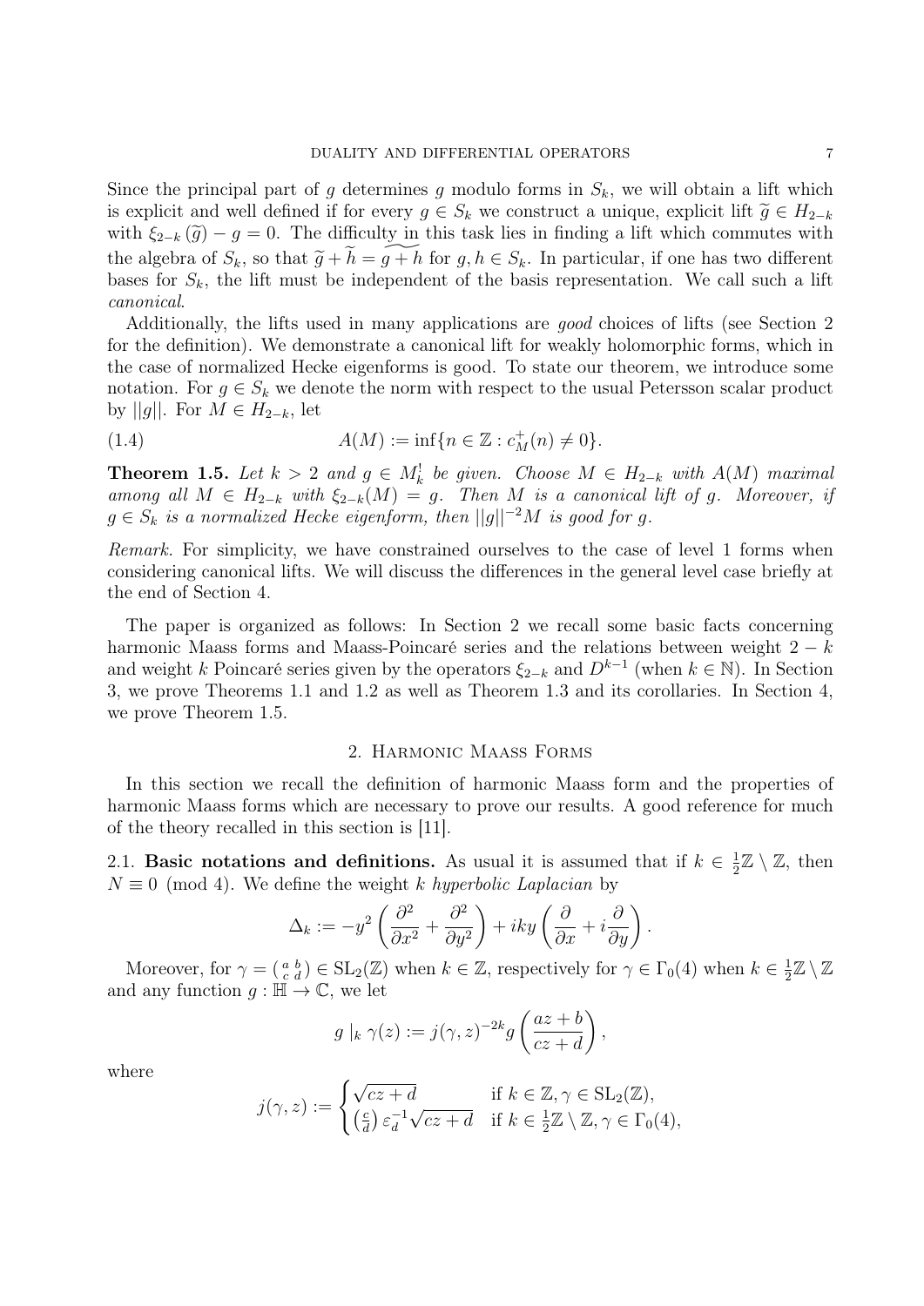Since the principal part of $g$ determines $g$ modulo forms in $S_k$, we will obtain a lift which is explicit and well defined if for every $g \in S_k$ we construct a unique, explicit lift $\widetilde{g} \in H_{2-k}$ with $\xi_{2-k}(\widetilde{g}) - g = 0$. The difficulty in this task lies in finding a lift which commutes with the algebra of $S_k$, so that $\widetilde{g} + \widetilde{h} = \widetilde{g+h}$ for $g, h \in S_k$. In particular, if one has two different bases for $S_k$, the lift must be independent of the basis representation. We call such a lift *canonical*.

Additionally, the lifts used in many applications are *good* choices of lifts (see Section 2 for the definition). We demonstrate a canonical lift for weakly holomorphic forms, which in the case of normalized Hecke eigenforms is good. To state our theorem, we introduce some notation. For $g \in S_k$ we denote the norm with respect to the usual Petersson scalar product by $||g||$. For $M \in H_{2-k}$, let

$$A(M) := \inf\{n \in \mathbb{Z} : c_M^+(n) \neq 0\}. \tag{1.4}$$

**Theorem 1.5.** *Let $k > 2$ and $g \in M_k^!$ be given. Choose $M \in H_{2-k}$ with $A(M)$ maximal among all $M \in H_{2-k}$ with $\xi_{2-k}(M) = g$. Then $M$ is a canonical lift of $g$. Moreover, if $g \in S_k$ is a normalized Hecke eigenform, then $||g||^{-2}M$ is good for $g$.*

*Remark.* For simplicity, we have constrained ourselves to the case of level 1 forms when considering canonical lifts. We will discuss the differences in the general level case briefly at the end of Section 4.

The paper is organized as follows: In Section 2 we recall some basic facts concerning harmonic Maass forms and Maass-Poincaré series and the relations between weight $2-k$ and weight $k$ Poincaré series given by the operators $\xi_{2-k}$ and $D^{k-1}$ (when $k \in \mathbb{N}$). In Section 3, we prove Theorems 1.1 and 1.2 as well as Theorem 1.3 and its corollaries. In Section 4, we prove Theorem 1.5.

## 2. Harmonic Maass Forms

In this section we recall the definition of harmonic Maass form and the properties of harmonic Maass forms which are necessary to prove our results. A good reference for much of the theory recalled in this section is [11].

2.1. **Basic notations and definitions.** As usual it is assumed that if $k \in \frac{1}{2}\mathbb{Z} \setminus \mathbb{Z}$, then $N \equiv 0 \pmod 4$. We define the weight $k$ *hyperbolic Laplacian* by

$$\Delta_k := -y^2 \left( \frac{\partial^2}{\partial x^2} + \frac{\partial^2}{\partial y^2} \right) + iky \left( \frac{\partial}{\partial x} + i \frac{\partial}{\partial y} \right).$$

Moreover, for $\gamma = \left(\begin{smallmatrix} a & b \\ c & d \end{smallmatrix}\right) \in \mathrm{SL}_2(\mathbb{Z})$ when $k \in \mathbb{Z}$, respectively for $\gamma \in \Gamma_0(4)$ when $k \in \frac{1}{2}\mathbb{Z} \setminus \mathbb{Z}$ and any function $g : \mathbb{H} \to \mathbb{C}$, we let

$$g \mid_k \gamma(z) := j(\gamma, z)^{-2k} g\left( \frac{az+b}{cz+d} \right),$$

where

$$j(\gamma, z) := \begin{cases} \sqrt{cz+d} & \text{if } k \in \mathbb{Z}, \gamma \in \mathrm{SL}_2(\mathbb{Z}), \\ \left(\frac{c}{d}\right) \varepsilon_d^{-1} \sqrt{cz+d} & \text{if } k \in \frac{1}{2}\mathbb{Z} \setminus \mathbb{Z}, \gamma \in \Gamma_0(4), \end{cases}$$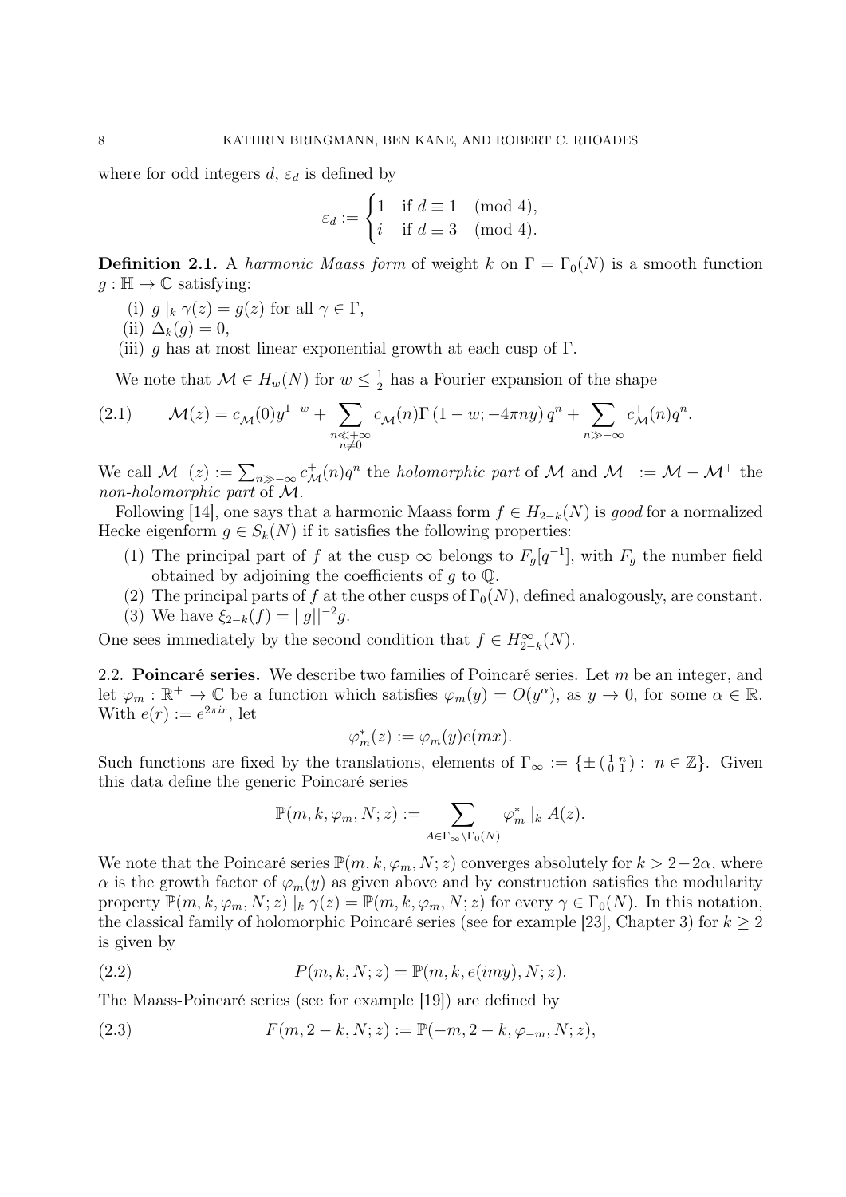where for odd integers $d$, $\varepsilon_d$ is defined by

$$\varepsilon_d := \begin{cases} 1 & \text{if } d \equiv 1 \pmod{4}, \\ i & \text{if } d \equiv 3 \pmod{4}. \end{cases}$$

**Definition 2.1.** A *harmonic Maass form* of weight $k$ on $\Gamma = \Gamma_0(N)$ is a smooth function $g : \mathbb{H} \to \mathbb{C}$ satisfying:

(i) $g \mid_k \gamma(z) = g(z)$ for all $\gamma \in \Gamma$,

(ii) $\Delta_k(g) = 0$,

(iii) $g$ has at most linear exponential growth at each cusp of $\Gamma$.

We note that $\mathcal{M} \in H_w(N)$ for $w \leq \frac{1}{2}$ has a Fourier expansion of the shape

$$\mathcal{M}(z) = c_{\mathcal{M}}^{-}(0)y^{1-w} + \sum_{\substack{n \ll +\infty \\ n \neq 0}} c_{\mathcal{M}}^{-}(n)\Gamma\left(1-w; -4\pi n y\right) q^n + \sum_{n \gg -\infty} c_{\mathcal{M}}^{+}(n) q^n. \tag{2.1}$$

We call $\mathcal{M}^+(z) := \sum_{n \gg -\infty} c_{\mathcal{M}}^{+}(n) q^n$ the *holomorphic part* of $\mathcal{M}$ and $\mathcal{M}^- := \mathcal{M} - \mathcal{M}^+$ the *non-holomorphic part* of $\mathcal{M}$.

Following [14], one says that a harmonic Maass form $f \in H_{2-k}(N)$ is *good* for a normalized Hecke eigenform $g \in S_k(N)$ if it satisfies the following properties:

(1) The principal part of $f$ at the cusp $\infty$ belongs to $F_g[q^{-1}]$, with $F_g$ the number field obtained by adjoining the coefficients of $g$ to $\mathbb{Q}$.

(2) The principal parts of $f$ at the other cusps of $\Gamma_0(N)$, defined analogously, are constant.

(3) We have $\xi_{2-k}(f) = ||g||^{-2} g$.

One sees immediately by the second condition that $f \in H_{2-k}^{\infty}(N)$.

2.2. **Poincaré series.** We describe two families of Poincaré series. Let $m$ be an integer, and let $\varphi_m : \mathbb{R}^+ \to \mathbb{C}$ be a function which satisfies $\varphi_m(y) = O(y^{\alpha})$, as $y \to 0$, for some $\alpha \in \mathbb{R}$. With $e(r) := e^{2\pi i r}$, let

$$\varphi_m^*(z) := \varphi_m(y) e(mx).$$

Such functions are fixed by the translations, elements of $\Gamma_\infty := \{\pm \left(\begin{smallmatrix} 1 & n \\ 0 & 1 \end{smallmatrix}\right) : n \in \mathbb{Z}\}$. Given this data define the generic Poincaré series

$$\mathbb{P}(m, k, \varphi_m, N; z) := \sum_{A \in \Gamma_\infty \backslash \Gamma_0(N)} \varphi_m^* \mid_k A(z).$$

We note that the Poincaré series $\mathbb{P}(m, k, \varphi_m, N; z)$ converges absolutely for $k > 2 - 2\alpha$, where $\alpha$ is the growth factor of $\varphi_m(y)$ as given above and by construction satisfies the modularity property $\mathbb{P}(m, k, \varphi_m, N; z) \mid_k \gamma(z) = \mathbb{P}(m, k, \varphi_m, N; z)$ for every $\gamma \in \Gamma_0(N)$. In this notation, the classical family of holomorphic Poincaré series (see for example [23], Chapter 3) for $k \geq 2$ is given by

$$P(m, k, N; z) = \mathbb{P}(m, k, e(imy), N; z). \tag{2.2}$$

The Maass-Poincaré series (see for example [19]) are defined by

$$F(m, 2-k, N; z) := \mathbb{P}(-m, 2-k, \varphi_{-m}, N; z), \tag{2.3}$$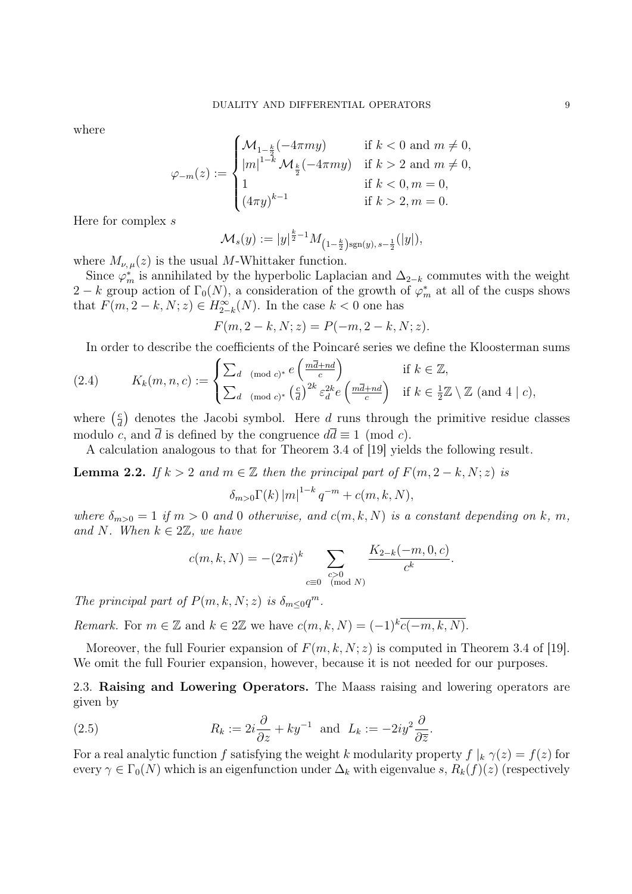where

$$\varphi_{-m}(z) := \begin{cases} \mathcal{M}_{1-\frac{k}{2}}(-4\pi m y) & \text{if } k<0 \text{ and } m\neq 0,\\ |m|^{1-k}\mathcal{M}_{\frac{k}{2}}(-4\pi m y) & \text{if } k>2 \text{ and } m\neq 0,\\ 1 & \text{if } k<0, m=0,\\ (4\pi y)^{k-1} & \text{if } k>2, m=0. \end{cases}$$

Here for complex $s$

$$\mathcal{M}_s(y) := |y|^{\frac{k}{2}-1} M_{\left(1-\frac{k}{2}\right)\operatorname{sgn}(y),\, s-\frac{1}{2}}(|y|),$$

where $M_{\nu,\mu}(z)$ is the usual $M$-Whittaker function.

Since $\varphi_m^*$ is annihilated by the hyperbolic Laplacian and $\Delta_{2-k}$ commutes with the weight $2-k$ group action of $\Gamma_0(N)$, a consideration of the growth of $\varphi_m^*$ at all of the cusps shows that $F(m, 2-k, N; z) \in H_{2-k}^{\infty}(N)$. In the case $k<0$ one has

$$F(m, 2-k, N; z) = P(-m, 2-k, N; z).$$

In order to describe the coefficients of the Poincaré series we define the Kloosterman sums

$$K_k(m,n,c) := \begin{cases} \sum_{d \pmod{c}^*} e\left(\frac{m\overline{d}+nd}{c}\right) & \text{if } k\in\mathbb{Z},\\ \sum_{d \pmod{c}^*} \left(\frac{c}{d}\right)^{2k} \varepsilon_d^{2k} e\left(\frac{m\overline{d}+nd}{c}\right) & \text{if } k\in\frac{1}{2}\mathbb{Z}\setminus\mathbb{Z} \text{ (and } 4\mid c), \end{cases} \tag{2.4}$$

where $\left(\frac{c}{d}\right)$ denotes the Jacobi symbol. Here $d$ runs through the primitive residue classes modulo $c$, and $\overline{d}$ is defined by the congruence $d\overline{d}\equiv 1 \pmod{c}$.

A calculation analogous to that for Theorem 3.4 of [19] yields the following result.

**Lemma 2.2.** *If $k>2$ and $m\in\mathbb{Z}$ then the principal part of $F(m,2-k,N;z)$ is*

$$\delta_{m>0}\Gamma(k)\,|m|^{1-k}\,q^{-m} + c(m,k,N),$$

*where $\delta_{m>0}=1$ if $m>0$ and $0$ otherwise, and $c(m,k,N)$ is a constant depending on $k$, $m$, and $N$. When $k\in 2\mathbb{Z}$, we have*

$$c(m,k,N) = -(2\pi i)^k \sum_{\substack{c>0\\ c\equiv 0 \pmod{N}}} \frac{K_{2-k}(-m,0,c)}{c^k}.$$

*The principal part of $P(m,k,N;z)$ is $\delta_{m\le 0}q^m$.*

*Remark.* For $m\in\mathbb{Z}$ and $k\in 2\mathbb{Z}$ we have $c(m,k,N) = (-1)^k\overline{c(-m,k,N)}$.

Moreover, the full Fourier expansion of $F(m,k,N;z)$ is computed in Theorem 3.4 of [19]. We omit the full Fourier expansion, however, because it is not needed for our purposes.

### 2.3. **Raising and Lowering Operators.**

The Maass raising and lowering operators are given by

$$R_k := 2i\frac{\partial}{\partial z} + ky^{-1} \quad\text{and}\quad L_k := -2iy^2\frac{\partial}{\partial \overline{z}}. \tag{2.5}$$

For a real analytic function $f$ satisfying the weight $k$ modularity property $f\mid_k \gamma(z) = f(z)$ for every $\gamma\in\Gamma_0(N)$ which is an eigenfunction under $\Delta_k$ with eigenvalue $s$, $R_k(f)(z)$ (respectively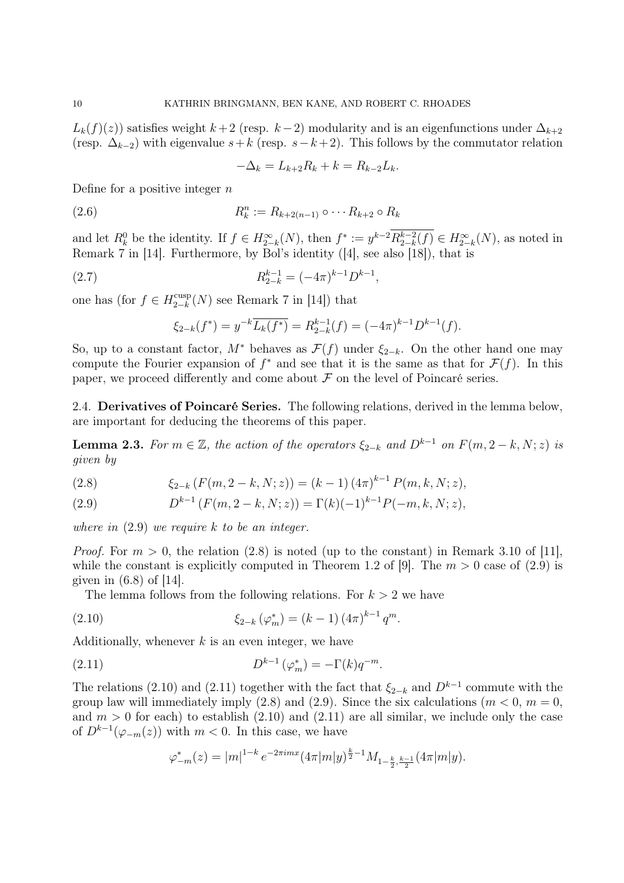$L_k(f)(z)$) satisfies weight $k+2$ (resp. $k-2$) modularity and is an eigenfunctions under $\Delta_{k+2}$ (resp. $\Delta_{k-2}$) with eigenvalue $s+k$ (resp. $s-k+2$). This follows by the commutator relation

$$-\Delta_k = L_{k+2}R_k + k = R_{k-2}L_k.$$

Define for a positive integer $n$

$$R_k^n := R_{k+2(n-1)} \circ \cdots R_{k+2} \circ R_k \tag{2.6}$$

and let $R_k^0$ be the identity. If $f \in H_{2-k}^{\infty}(N)$, then $f^* := y^{k-2}\overline{R_{2-k}^{k-2}(f)} \in H_{2-k}^{\infty}(N)$, as noted in Remark 7 in [14]. Furthermore, by Bol's identity ([4], see also [18]), that is

$$R_{2-k}^{k-1} = (-4\pi)^{k-1} D^{k-1}, \tag{2.7}$$

one has (for $f \in H_{2-k}^{\mathrm{cusp}}(N)$ see Remark 7 in [14]) that

$$\xi_{2-k}(f^*) = y^{-k}\overline{L_k(f^*)} = R_{2-k}^{k-1}(f) = (-4\pi)^{k-1}D^{k-1}(f).$$

So, up to a constant factor, $M^*$ behaves as $\mathcal{F}(f)$ under $\xi_{2-k}$. On the other hand one may compute the Fourier expansion of $f^*$ and see that it is the same as that for $\mathcal{F}(f)$. In this paper, we proceed differently and come about $\mathcal{F}$ on the level of Poincaré series.

## 2.4. Derivatives of Poincaré Series.

The following relations, derived in the lemma below, are important for deducing the theorems of this paper.

**Lemma 2.3.** *For $m \in \mathbb{Z}$, the action of the operators $\xi_{2-k}$ and $D^{k-1}$ on $F(m, 2-k, N; z)$ is given by*

$$\xi_{2-k}\left(F(m, 2-k, N; z)\right) = (k-1)\left(4\pi\right)^{k-1} P(m, k, N; z), \tag{2.8}$$

$$D^{k-1}\left(F(m, 2-k, N; z)\right) = \Gamma(k)(-1)^{k-1} P(-m, k, N; z), \tag{2.9}$$

*where in (2.9) we require $k$ to be an integer.*

*Proof.* For $m > 0$, the relation (2.8) is noted (up to the constant) in Remark 3.10 of [11], while the constant is explicitly computed in Theorem 1.2 of [9]. The $m > 0$ case of (2.9) is given in (6.8) of [14].

The lemma follows from the following relations. For $k > 2$ we have

$$\xi_{2-k}\left(\varphi_m^*\right) = (k-1)\left(4\pi\right)^{k-1} q^m. \tag{2.10}$$

Additionally, whenever $k$ is an even integer, we have

$$D^{k-1}\left(\varphi_m^*\right) = -\Gamma(k) q^{-m}. \tag{2.11}$$

The relations (2.10) and (2.11) together with the fact that $\xi_{2-k}$ and $D^{k-1}$ commute with the group law will immediately imply (2.8) and (2.9). Since the six calculations ($m < 0$, $m = 0$, and $m > 0$ for each) to establish (2.10) and (2.11) are all similar, we include only the case of $D^{k-1}(\varphi_{-m}(z))$ with $m < 0$. In this case, we have

$$\varphi_{-m}^*(z) = |m|^{1-k} e^{-2\pi i m x} (4\pi |m| y)^{\frac{k}{2}-1} M_{1-\frac{k}{2}, \frac{k-1}{2}}(4\pi |m| y).$$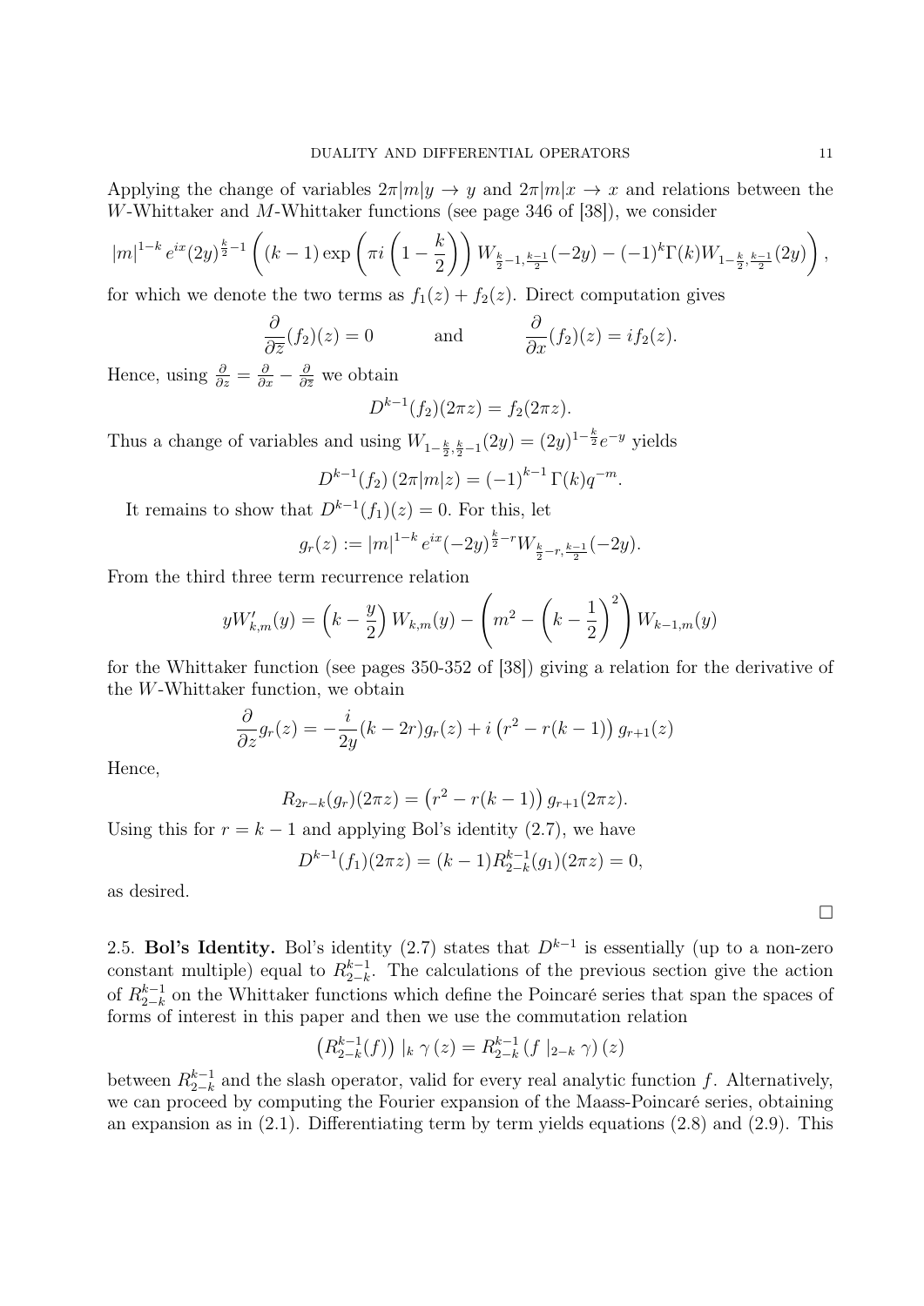Applying the change of variables $2\pi|m|y \to y$ and $2\pi|m|x \to x$ and relations between the $W$-Whittaker and $M$-Whittaker functions (see page 346 of [38]), we consider

$$|m|^{1-k} e^{ix}(2y)^{\frac{k}{2}-1}\left((k-1)\exp\left(\pi i\left(1-\frac{k}{2}\right)\right)W_{\frac{k}{2}-1,\frac{k-1}{2}}(-2y)-(-1)^k\Gamma(k)W_{1-\frac{k}{2},\frac{k-1}{2}}(2y)\right),$$

for which we denote the two terms as $f_1(z)+f_2(z)$. Direct computation gives

$$\frac{\partial}{\partial\overline{z}}(f_2)(z)=0 \qquad\text{and}\qquad \frac{\partial}{\partial x}(f_2)(z)=if_2(z).$$

Hence, using $\frac{\partial}{\partial z}=\frac{\partial}{\partial x}-\frac{\partial}{\partial\overline{z}}$ we obtain

$$D^{k-1}(f_2)(2\pi z)=f_2(2\pi z).$$

Thus a change of variables and using $W_{1-\frac{k}{2},\frac{k}{2}-1}(2y)=(2y)^{1-\frac{k}{2}}e^{-y}$ yields

$$D^{k-1}(f_2)\left(2\pi|m|z\right)=(-1)^{k-1}\,\Gamma(k)q^{-m}.$$

It remains to show that $D^{k-1}(f_1)(z)=0$. For this, let

$$g_r(z):=|m|^{1-k}\,e^{ix}(-2y)^{\frac{k}{2}-r}W_{\frac{k}{2}-r,\frac{k-1}{2}}(-2y).$$

From the third three term recurrence relation

$$yW_{k,m}'(y)=\left(k-\frac{y}{2}\right)W_{k,m}(y)-\left(m^2-\left(k-\frac{1}{2}\right)^2\right)W_{k-1,m}(y)$$

for the Whittaker function (see pages 350-352 of [38]) giving a relation for the derivative of the $W$-Whittaker function, we obtain

$$\frac{\partial}{\partial z}g_r(z)=-\frac{i}{2y}(k-2r)g_r(z)+i\left(r^2-r(k-1)\right)g_{r+1}(z)$$

Hence,

$$R_{2r-k}(g_r)(2\pi z)=\left(r^2-r(k-1)\right)g_{r+1}(2\pi z).$$

Using this for $r=k-1$ and applying Bol's identity (2.7), we have

$$D^{k-1}(f_1)(2\pi z)=(k-1)R_{2-k}^{k-1}(g_1)(2\pi z)=0,$$

as desired.

□

2.5. **Bol's Identity.** Bol's identity (2.7) states that $D^{k-1}$ is essentially (up to a non-zero constant multiple) equal to $R_{2-k}^{k-1}$. The calculations of the previous section give the action of $R_{2-k}^{k-1}$ on the Whittaker functions which define the Poincaré series that span the spaces of forms of interest in this paper and then we use the commutation relation

$$\left(R_{2-k}^{k-1}(f)\right)|_k\,\gamma\,(z)=R_{2-k}^{k-1}\left(f\,|_{2-k}\,\gamma\right)(z)$$

between $R_{2-k}^{k-1}$ and the slash operator, valid for every real analytic function $f$. Alternatively, we can proceed by computing the Fourier expansion of the Maass-Poincaré series, obtaining an expansion as in (2.1). Differentiating term by term yields equations (2.8) and (2.9). This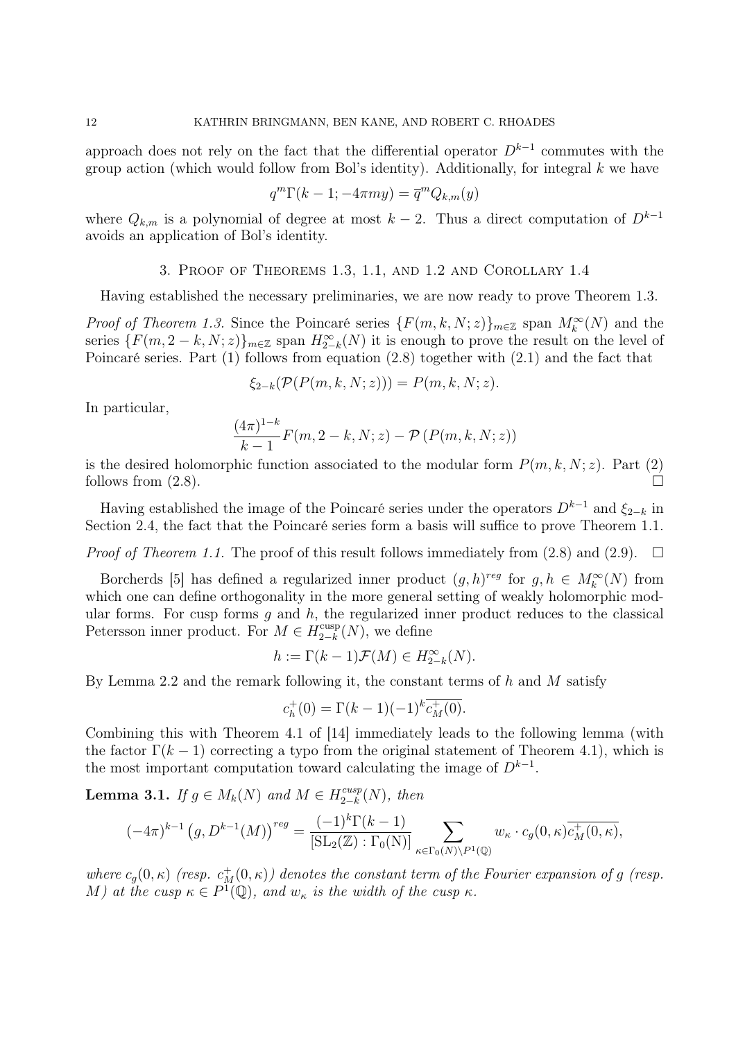approach does not rely on the fact that the differential operator $D^{k-1}$ commutes with the group action (which would follow from Bol's identity). Additionally, for integral $k$ we have

$$q^m \Gamma(k-1; -4\pi m y) = \overline{q}^m Q_{k,m}(y)$$

where $Q_{k,m}$ is a polynomial of degree at most $k-2$. Thus a direct computation of $D^{k-1}$ avoids an application of Bol's identity.

## 3. Proof of Theorems 1.3, 1.1, and 1.2 and Corollary 1.4

Having established the necessary preliminaries, we are now ready to prove Theorem 1.3.

*Proof of Theorem 1.3.* Since the Poincaré series $\{F(m,k,N;z)\}_{m\in\mathbb{Z}}$ span $M_k^{\infty}(N)$ and the series $\{F(m,2-k,N;z)\}_{m\in\mathbb{Z}}$ span $H_{2-k}^{\infty}(N)$ it is enough to prove the result on the level of Poincaré series. Part (1) follows from equation (2.8) together with (2.1) and the fact that

$$\xi_{2-k}(\mathcal{P}(P(m,k,N;z))) = P(m,k,N;z).$$

In particular,

$$\frac{(4\pi)^{1-k}}{k-1} F(m,2-k,N;z) - \mathcal{P}\left(P(m,k,N;z)\right)$$

is the desired holomorphic function associated to the modular form $P(m,k,N;z)$. Part (2) follows from (2.8). □

Having established the image of the Poincaré series under the operators $D^{k-1}$ and $\xi_{2-k}$ in Section 2.4, the fact that the Poincaré series form a basis will suffice to prove Theorem 1.1.

*Proof of Theorem 1.1.* The proof of this result follows immediately from (2.8) and (2.9). □

Borcherds [5] has defined a regularized inner product $(g,h)^{reg}$ for $g,h \in M_k^{\infty}(N)$ from which one can define orthogonality in the more general setting of weakly holomorphic modular forms. For cusp forms $g$ and $h$, the regularized inner product reduces to the classical Petersson inner product. For $M \in H_{2-k}^{\mathrm{cusp}}(N)$, we define

$$h := \Gamma(k-1)\mathcal{F}(M) \in H_{2-k}^{\infty}(N).$$

By Lemma 2.2 and the remark following it, the constant terms of $h$ and $M$ satisfy

$$c_h^+(0) = \Gamma(k-1)(-1)^k \overline{c_M^+(0)}.$$

Combining this with Theorem 4.1 of [14] immediately leads to the following lemma (with the factor $\Gamma(k-1)$ correcting a typo from the original statement of Theorem 4.1), which is the most important computation toward calculating the image of $D^{k-1}$.

**Lemma 3.1.** *If $g \in M_k(N)$ and $M \in H_{2-k}^{cusp}(N)$, then*

$$(-4\pi)^{k-1}\left(g, D^{k-1}(M)\right)^{reg} = \frac{(-1)^k \Gamma(k-1)}{[\mathrm{SL}_2(\mathbb{Z}) : \Gamma_0(\mathrm{N})]} \sum_{\kappa \in \Gamma_0(N)\backslash P^1(\mathbb{Q})} w_\kappa \cdot c_g(0,\kappa)\overline{c_M^+(0,\kappa)},$$

*where $c_g(0,\kappa)$ (resp. $c_M^+(0,\kappa)$) denotes the constant term of the Fourier expansion of $g$ (resp. $M$) at the cusp $\kappa \in P^1(\mathbb{Q})$, and $w_\kappa$ is the width of the cusp $\kappa$.*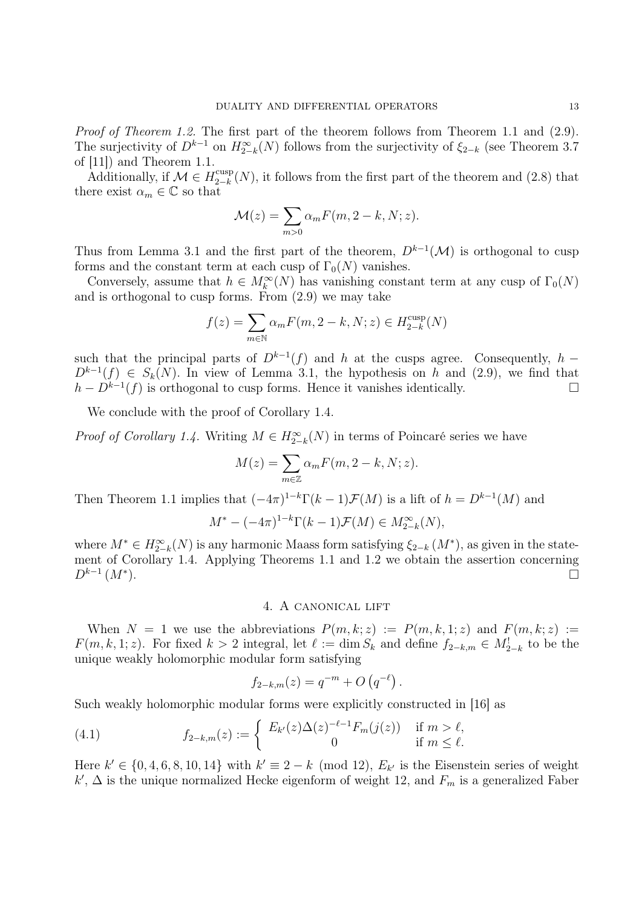*Proof of Theorem 1.2.* The first part of the theorem follows from Theorem 1.1 and (2.9). The surjectivity of $D^{k-1}$ on $H^{\infty}_{2-k}(N)$ follows from the surjectivity of $\xi_{2-k}$ (see Theorem 3.7 of [11]) and Theorem 1.1.

Additionally, if $\mathcal{M} \in H^{\mathrm{cusp}}_{2-k}(N)$, it follows from the first part of the theorem and (2.8) that there exist $\alpha_m \in \mathbb{C}$ so that

$$\mathcal{M}(z) = \sum_{m>0} \alpha_m F(m, 2-k, N; z).$$

Thus from Lemma 3.1 and the first part of the theorem, $D^{k-1}(\mathcal{M})$ is orthogonal to cusp forms and the constant term at each cusp of $\Gamma_0(N)$ vanishes.

Conversely, assume that $h \in M^{\infty}_k(N)$ has vanishing constant term at any cusp of $\Gamma_0(N)$ and is orthogonal to cusp forms. From (2.9) we may take

$$f(z) = \sum_{m\in\mathbb{N}} \alpha_m F(m, 2-k, N; z) \in H^{\mathrm{cusp}}_{2-k}(N)$$

such that the principal parts of $D^{k-1}(f)$ and $h$ at the cusps agree. Consequently, $h - D^{k-1}(f) \in S_k(N)$. In view of Lemma 3.1, the hypothesis on $h$ and (2.9), we find that $h - D^{k-1}(f)$ is orthogonal to cusp forms. Hence it vanishes identically. $\square$

We conclude with the proof of Corollary 1.4.

*Proof of Corollary 1.4.* Writing $M \in H^{\infty}_{2-k}(N)$ in terms of Poincaré series we have

$$M(z) = \sum_{m\in\mathbb{Z}} \alpha_m F(m, 2-k, N; z).$$

Then Theorem 1.1 implies that $(-4\pi)^{1-k}\Gamma(k-1)\mathcal{F}(M)$ is a lift of $h = D^{k-1}(M)$ and

$$M^* - (-4\pi)^{1-k}\Gamma(k-1)\mathcal{F}(M) \in M^{\infty}_{2-k}(N),$$

where $M^* \in H^{\infty}_{2-k}(N)$ is any harmonic Maass form satisfying $\xi_{2-k}(M^*)$, as given in the statement of Corollary 1.4. Applying Theorems 1.1 and 1.2 we obtain the assertion concerning $D^{k-1}(M^*)$. $\square$

## 4. A canonical lift

When $N = 1$ we use the abbreviations $P(m, k; z) := P(m, k, 1; z)$ and $F(m, k; z) := F(m, k, 1; z)$. For fixed $k > 2$ integral, let $\ell := \dim S_k$ and define $f_{2-k,m} \in M^!_{2-k}$ to be the unique weakly holomorphic modular form satisfying

$$f_{2-k,m}(z) = q^{-m} + O\left(q^{-\ell}\right).$$

Such weakly holomorphic modular forms were explicitly constructed in [16] as

$$f_{2-k,m}(z) := \begin{cases} E_{k'}(z)\Delta(z)^{-\ell-1}F_m(j(z)) & \text{if } m > \ell, \\ 0 & \text{if } m \leq \ell. \end{cases} \tag{4.1}$$

Here $k' \in \{0, 4, 6, 8, 10, 14\}$ with $k' \equiv 2-k \pmod{12}$, $E_{k'}$ is the Eisenstein series of weight $k'$, $\Delta$ is the unique normalized Hecke eigenform of weight 12, and $F_m$ is a generalized Faber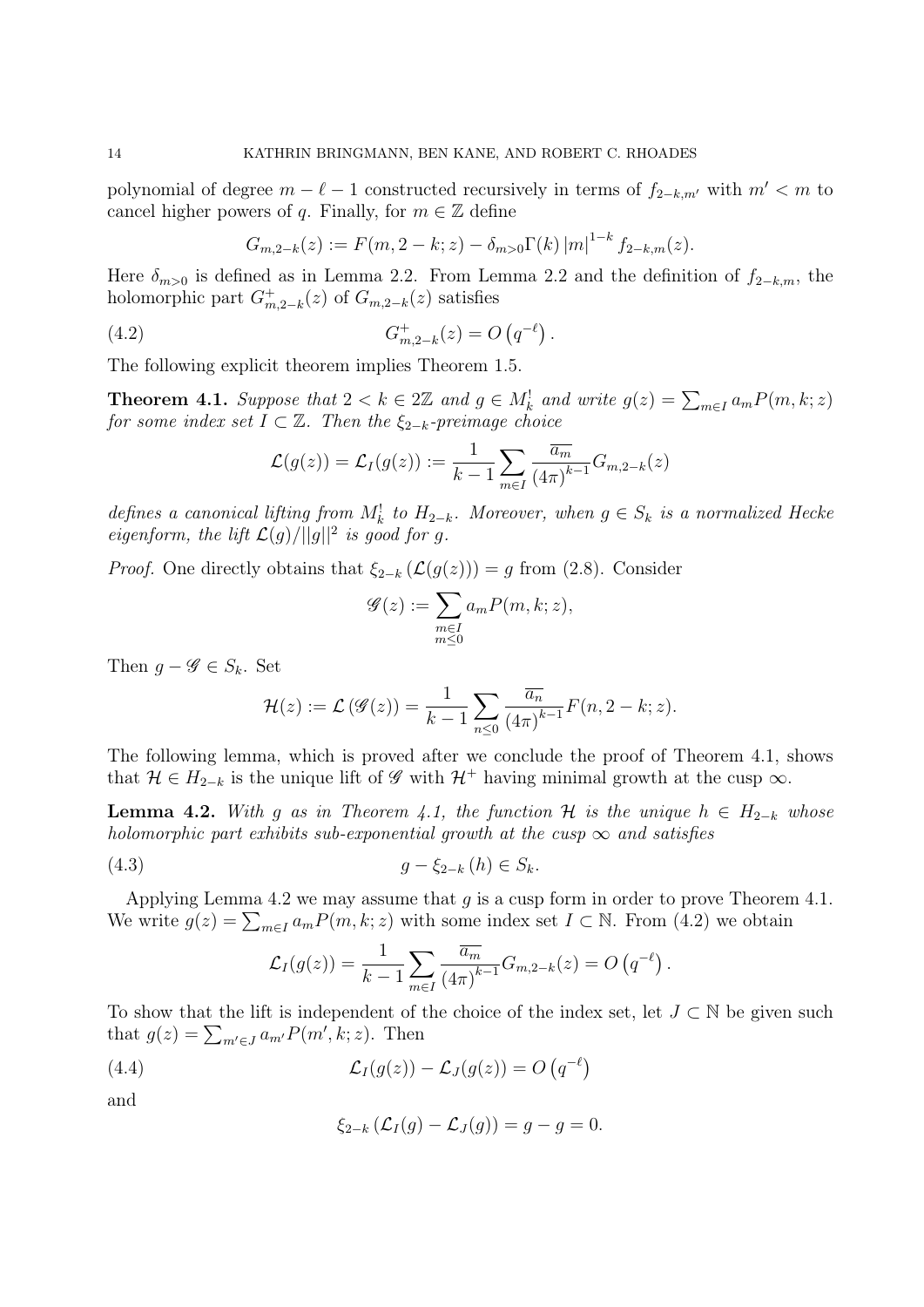polynomial of degree $m-\ell-1$ constructed recursively in terms of $f_{2-k,m'}$ with $m'<m$ to cancel higher powers of $q$. Finally, for $m \in \mathbb{Z}$ define

$$G_{m,2-k}(z) := F(m, 2-k; z) - \delta_{m>0}\Gamma(k)\,|m|^{1-k} f_{2-k,m}(z).$$

Here $\delta_{m>0}$ is defined as in Lemma 2.2. From Lemma 2.2 and the definition of $f_{2-k,m}$, the holomorphic part $G^+_{m,2-k}(z)$ of $G_{m,2-k}(z)$ satisfies

$$G^+_{m,2-k}(z) = O\left(q^{-\ell}\right). \tag{4.2}$$

The following explicit theorem implies Theorem 1.5.

**Theorem 4.1.** *Suppose that $2 < k \in 2\mathbb{Z}$ and $g \in M_k^!$ and write $g(z) = \sum_{m\in I} a_m P(m,k;z)$ for some index set $I \subset \mathbb{Z}$. Then the $\xi_{2-k}$-preimage choice*

$$\mathcal{L}(g(z)) = \mathcal{L}_I(g(z)) := \frac{1}{k-1}\sum_{m\in I}\frac{\overline{a_m}}{(4\pi)^{k-1}} G_{m,2-k}(z)$$

*defines a canonical lifting from $M_k^!$ to $H_{2-k}$. Moreover, when $g \in S_k$ is a normalized Hecke eigenform, the lift $\mathcal{L}(g)/||g||^2$ is good for $g$.*

*Proof.* One directly obtains that $\xi_{2-k}\left(\mathcal{L}(g(z))\right) = g$ from (2.8). Consider

$$\mathscr{G}(z) := \sum_{\substack{m\in I\\ m\le 0}} a_m P(m,k;z),$$

Then $g - \mathscr{G} \in S_k$. Set

$$\mathcal{H}(z) := \mathcal{L}\left(\mathscr{G}(z)\right) = \frac{1}{k-1}\sum_{n\le 0}\frac{\overline{a_n}}{(4\pi)^{k-1}} F(n, 2-k; z).$$

The following lemma, which is proved after we conclude the proof of Theorem 4.1, shows that $\mathcal{H} \in H_{2-k}$ is the unique lift of $\mathscr{G}$ with $\mathcal{H}^+$ having minimal growth at the cusp $\infty$.

**Lemma 4.2.** *With $g$ as in Theorem 4.1, the function $\mathcal{H}$ is the unique $h \in H_{2-k}$ whose holomorphic part exhibits sub-exponential growth at the cusp $\infty$ and satisfies*

$$g - \xi_{2-k}(h) \in S_k. \tag{4.3}$$

Applying Lemma 4.2 we may assume that $g$ is a cusp form in order to prove Theorem 4.1. We write $g(z) = \sum_{m\in I} a_m P(m,k;z)$ with some index set $I \subset \mathbb{N}$. From (4.2) we obtain

$$\mathcal{L}_I(g(z)) = \frac{1}{k-1}\sum_{m\in I}\frac{\overline{a_m}}{(4\pi)^{k-1}} G_{m,2-k}(z) = O\left(q^{-\ell}\right).$$

To show that the lift is independent of the choice of the index set, let $J \subset \mathbb{N}$ be given such that $g(z) = \sum_{m'\in J} a_{m'} P(m',k;z)$. Then

$$\mathcal{L}_I(g(z)) - \mathcal{L}_J(g(z)) = O\left(q^{-\ell}\right) \tag{4.4}$$

and

$$\xi_{2-k}\left(\mathcal{L}_I(g) - \mathcal{L}_J(g)\right) = g - g = 0.$$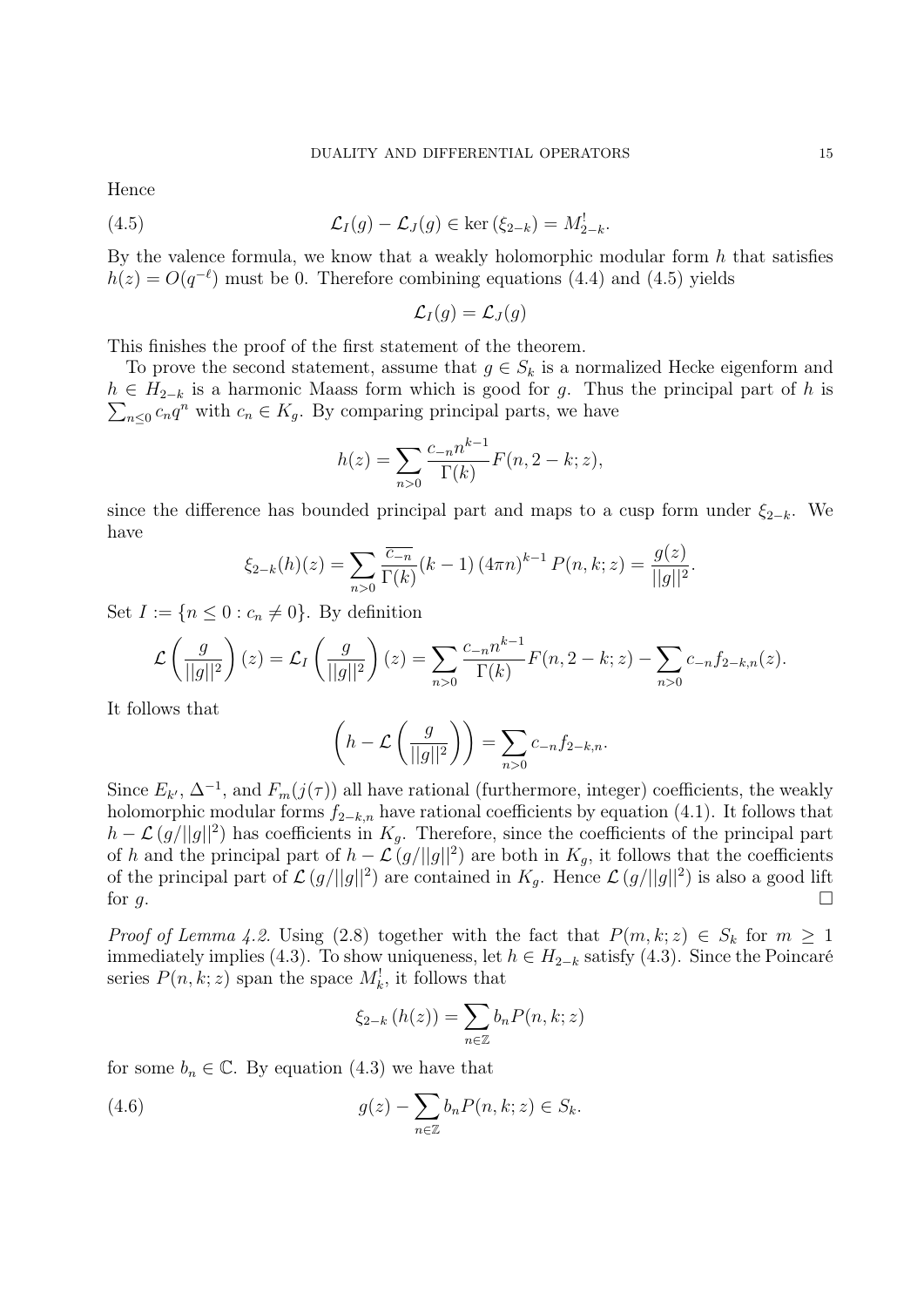Hence

$$\mathcal{L}_I(g) - \mathcal{L}_J(g) \in \ker(\xi_{2-k}) = M^!_{2-k}. \tag{4.5}$$

By the valence formula, we know that a weakly holomorphic modular form $h$ that satisfies $h(z) = O(q^{-\ell})$ must be 0. Therefore combining equations (4.4) and (4.5) yields

$$\mathcal{L}_I(g) = \mathcal{L}_J(g)$$

This finishes the proof of the first statement of the theorem.

To prove the second statement, assume that $g \in S_k$ is a normalized Hecke eigenform and $h \in H_{2-k}$ is a harmonic Maass form which is good for $g$. Thus the principal part of $h$ is $\sum_{n\le 0} c_n q^n$ with $c_n \in K_g$. By comparing principal parts, we have

$$h(z) = \sum_{n>0} \frac{c_{-n} n^{k-1}}{\Gamma(k)} F(n, 2-k; z),$$

since the difference has bounded principal part and maps to a cusp form under $\xi_{2-k}$. We have

$$\xi_{2-k}(h)(z) = \sum_{n>0} \frac{\overline{c_{-n}}}{\Gamma(k)} (k-1) (4\pi n)^{k-1} P(n, k; z) = \frac{g(z)}{||g||^2}.$$

Set $I := \{n \le 0 : c_n \ne 0\}$. By definition

$$\mathcal{L}\left(\frac{g}{||g||^2}\right)(z) = \mathcal{L}_I\left(\frac{g}{||g||^2}\right)(z) = \sum_{n>0} \frac{c_{-n} n^{k-1}}{\Gamma(k)} F(n, 2-k; z) - \sum_{n>0} c_{-n} f_{2-k,n}(z).$$

It follows that

$$\left(h - \mathcal{L}\left(\frac{g}{||g||^2}\right)\right) = \sum_{n>0} c_{-n} f_{2-k,n}.$$

Since $E_{k'}$, $\Delta^{-1}$, and $F_m(j(\tau))$ all have rational (furthermore, integer) coefficients, the weakly holomorphic modular forms $f_{2-k,n}$ have rational coefficients by equation (4.1). It follows that $h - \mathcal{L}(g/||g||^2)$ has coefficients in $K_g$. Therefore, since the coefficients of the principal part of $h$ and the principal part of $h - \mathcal{L}(g/||g||^2)$ are both in $K_g$, it follows that the coefficients of the principal part of $\mathcal{L}(g/||g||^2)$ are contained in $K_g$. Hence $\mathcal{L}(g/||g||^2)$ is also a good lift for $g$. $\square$

*Proof of Lemma 4.2.* Using (2.8) together with the fact that $P(m, k; z) \in S_k$ for $m \ge 1$ immediately implies (4.3). To show uniqueness, let $h \in H_{2-k}$ satisfy (4.3). Since the Poincaré series $P(n, k; z)$ span the space $M^!_k$, it follows that

$$\xi_{2-k}(h(z)) = \sum_{n\in\mathbb{Z}} b_n P(n, k; z)$$

for some $b_n \in \mathbb{C}$. By equation (4.3) we have that

$$g(z) - \sum_{n\in\mathbb{Z}} b_n P(n, k; z) \in S_k. \tag{4.6}$$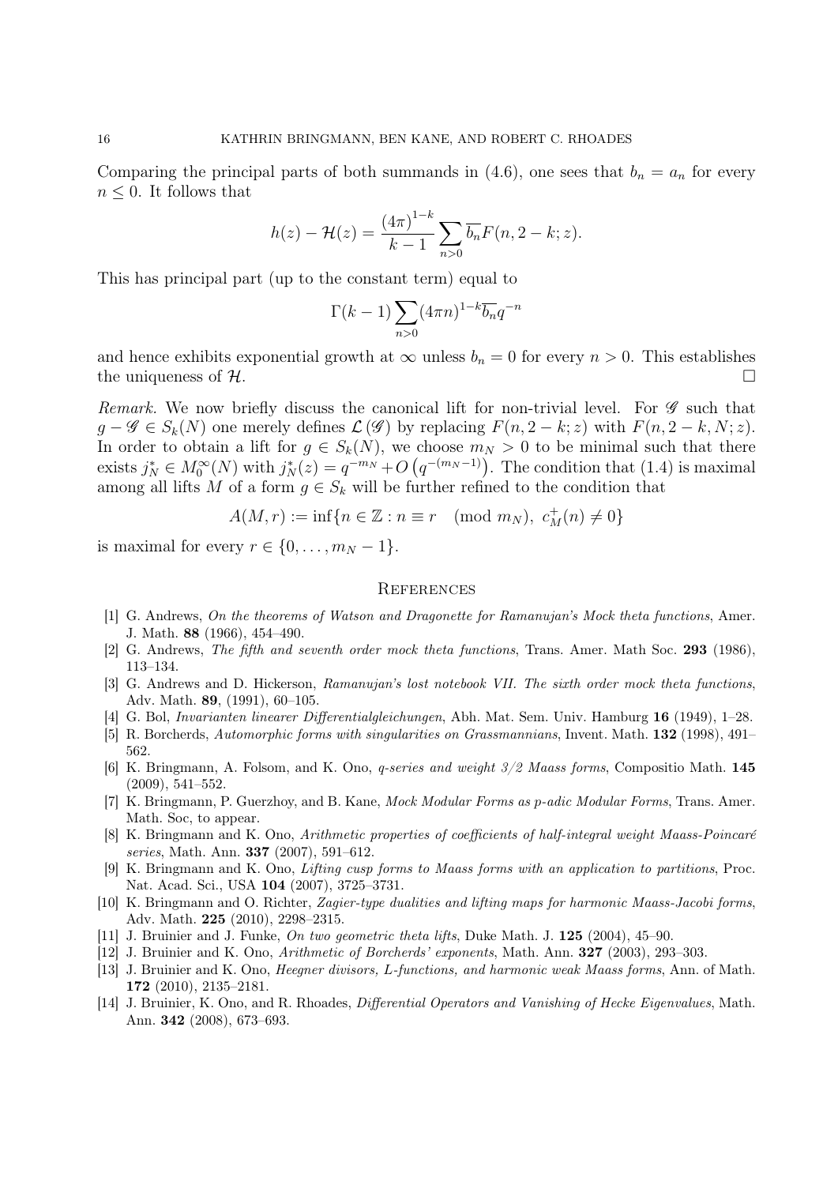Comparing the principal parts of both summands in (4.6), one sees that $b_n = a_n$ for every $n \leq 0$. It follows that

$$h(z) - \mathcal{H}(z) = \frac{(4\pi)^{1-k}}{k-1} \sum_{n>0} \overline{b_n} F(n, 2-k; z).$$

This has principal part (up to the constant term) equal to

$$\Gamma(k-1) \sum_{n>0} (4\pi n)^{1-k} \overline{b_n} q^{-n}$$

and hence exhibits exponential growth at $\infty$ unless $b_n = 0$ for every $n > 0$. This establishes the uniqueness of $\mathcal{H}$. $\square$

*Remark.* We now briefly discuss the canonical lift for non-trivial level. For $\mathscr{G}$ such that $g - \mathscr{G} \in S_k(N)$ one merely defines $\mathcal{L}(\mathscr{G})$ by replacing $F(n, 2-k; z)$ with $F(n, 2-k, N; z)$. In order to obtain a lift for $g \in S_k(N)$, we choose $m_N > 0$ to be minimal such that there exists $j_N^* \in M_0^\infty(N)$ with $j_N^*(z) = q^{-m_N} + O\left(q^{-(m_N - 1)}\right)$. The condition that (1.4) is maximal among all lifts $M$ of a form $g \in S_k$ will be further refined to the condition that

$$A(M, r) := \inf\{n \in \mathbb{Z} : n \equiv r \pmod{m_N},\ c_M^+(n) \neq 0\}$$

is maximal for every $r \in \{0, \ldots, m_N - 1\}$.

## References

[1] G. Andrews, *On the theorems of Watson and Dragonette for Ramanujan's Mock theta functions*, Amer. J. Math. **88** (1966), 454–490.

[2] G. Andrews, *The fifth and seventh order mock theta functions*, Trans. Amer. Math Soc. **293** (1986), 113–134.

[3] G. Andrews and D. Hickerson, *Ramanujan's lost notebook VII. The sixth order mock theta functions*, Adv. Math. **89**, (1991), 60–105.

[4] G. Bol, *Invarianten linearer Differentialgleichungen*, Abh. Mat. Sem. Univ. Hamburg **16** (1949), 1–28.

[5] R. Borcherds, *Automorphic forms with singularities on Grassmannians*, Invent. Math. **132** (1998), 491–562.

[6] K. Bringmann, A. Folsom, and K. Ono, *q-series and weight 3/2 Maass forms*, Compositio Math. **145** (2009), 541–552.

[7] K. Bringmann, P. Guerzhoy, and B. Kane, *Mock Modular Forms as p-adic Modular Forms*, Trans. Amer. Math. Soc, to appear.

[8] K. Bringmann and K. Ono, *Arithmetic properties of coefficients of half-integral weight Maass-Poincaré series*, Math. Ann. **337** (2007), 591–612.

[9] K. Bringmann and K. Ono, *Lifting cusp forms to Maass forms with an application to partitions*, Proc. Nat. Acad. Sci., USA **104** (2007), 3725–3731.

[10] K. Bringmann and O. Richter, *Zagier-type dualities and lifting maps for harmonic Maass-Jacobi forms*, Adv. Math. **225** (2010), 2298–2315.

[11] J. Bruinier and J. Funke, *On two geometric theta lifts*, Duke Math. J. **125** (2004), 45–90.

[12] J. Bruinier and K. Ono, *Arithmetic of Borcherds' exponents*, Math. Ann. **327** (2003), 293–303.

[13] J. Bruinier and K. Ono, *Heegner divisors, L-functions, and harmonic weak Maass forms*, Ann. of Math. **172** (2010), 2135–2181.

[14] J. Bruinier, K. Ono, and R. Rhoades, *Differential Operators and Vanishing of Hecke Eigenvalues*, Math. Ann. **342** (2008), 673–693.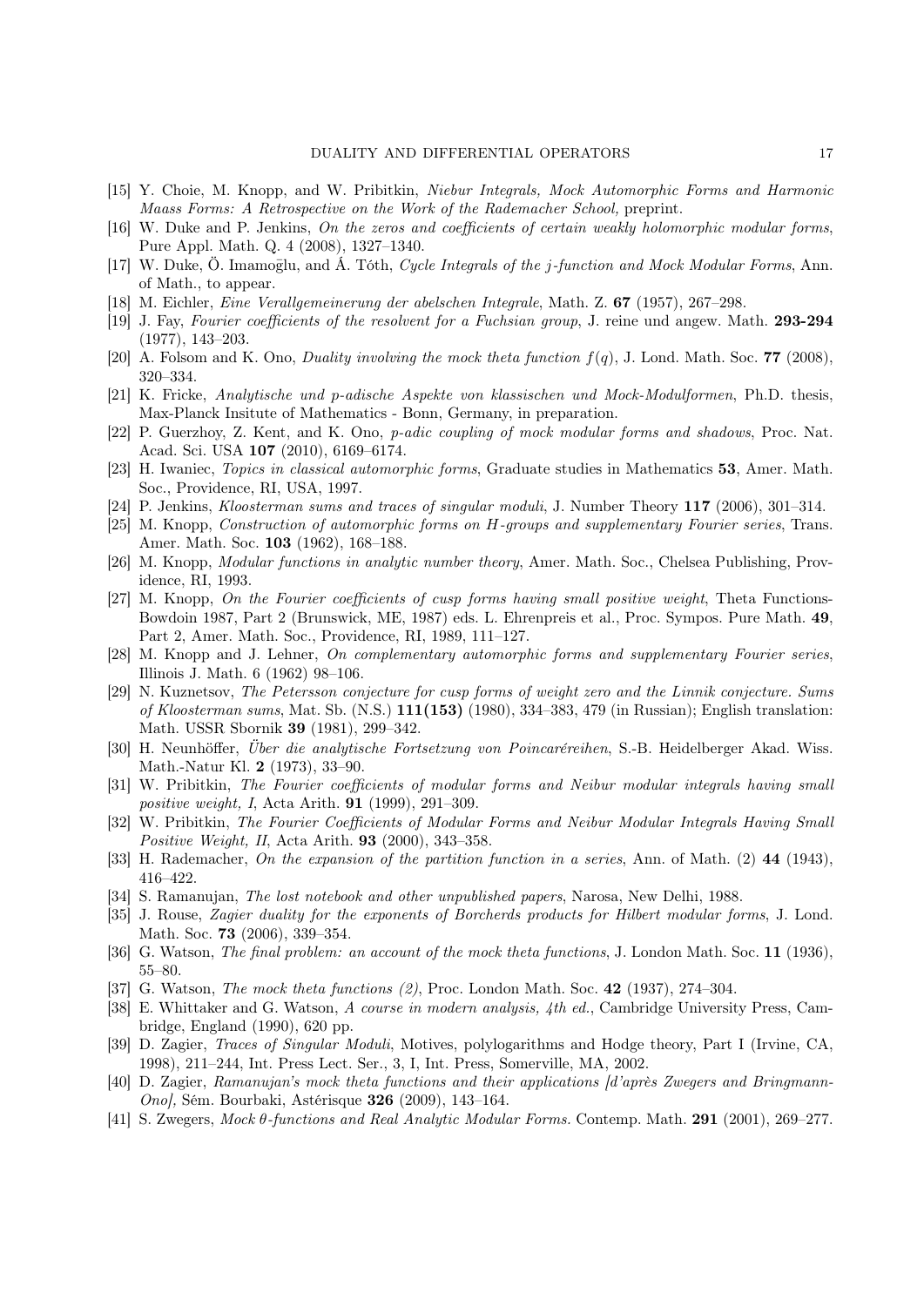[15] Y. Choie, M. Knopp, and W. Pribitkin, *Niebur Integrals, Mock Automorphic Forms and Harmonic Maass Forms: A Retrospective on the Work of the Rademacher School,* preprint.

[16] W. Duke and P. Jenkins, *On the zeros and coefficients of certain weakly holomorphic modular forms*, Pure Appl. Math. Q. 4 (2008), 1327–1340.

[17] W. Duke, Ö. Imamoḡlu, and Á. Tóth, *Cycle Integrals of the $j$-function and Mock Modular Forms*, Ann. of Math., to appear.

[18] M. Eichler, *Eine Verallgemeinerung der abelschen Integrale*, Math. Z. **67** (1957), 267–298.

[19] J. Fay, *Fourier coefficients of the resolvent for a Fuchsian group*, J. reine und angew. Math. **293-294** (1977), 143–203.

[20] A. Folsom and K. Ono, *Duality involving the mock theta function $f(q)$*, J. Lond. Math. Soc. **77** (2008), 320–334.

[21] K. Fricke, *Analytische und p-adische Aspekte von klassischen und Mock-Modulformen*, Ph.D. thesis, Max-Planck Insitute of Mathematics - Bonn, Germany, in preparation.

[22] P. Guerzhoy, Z. Kent, and K. Ono, *p-adic coupling of mock modular forms and shadows*, Proc. Nat. Acad. Sci. USA **107** (2010), 6169–6174.

[23] H. Iwaniec, *Topics in classical automorphic forms*, Graduate studies in Mathematics **53**, Amer. Math. Soc., Providence, RI, USA, 1997.

[24] P. Jenkins, *Kloosterman sums and traces of singular moduli*, J. Number Theory **117** (2006), 301–314.

[25] M. Knopp, *Construction of automorphic forms on H-groups and supplementary Fourier series*, Trans. Amer. Math. Soc. **103** (1962), 168–188.

[26] M. Knopp, *Modular functions in analytic number theory*, Amer. Math. Soc., Chelsea Publishing, Providence, RI, 1993.

[27] M. Knopp, *On the Fourier coefficients of cusp forms having small positive weight*, Theta Functions-Bowdoin 1987, Part 2 (Brunswick, ME, 1987) eds. L. Ehrenpreis et al., Proc. Sympos. Pure Math. **49**, Part 2, Amer. Math. Soc., Providence, RI, 1989, 111–127.

[28] M. Knopp and J. Lehner, *On complementary automorphic forms and supplementary Fourier series*, Illinois J. Math. 6 (1962) 98–106.

[29] N. Kuznetsov, *The Petersson conjecture for cusp forms of weight zero and the Linnik conjecture. Sums of Kloosterman sums*, Mat. Sb. (N.S.) **111(153)** (1980), 334–383, 479 (in Russian); English translation: Math. USSR Sbornik **39** (1981), 299–342.

[30] H. Neunhöffer, *Über die analytische Fortsetzung von Poincaréreihen*, S.-B. Heidelberger Akad. Wiss. Math.-Natur Kl. **2** (1973), 33–90.

[31] W. Pribitkin, *The Fourier coefficients of modular forms and Neibur modular integrals having small positive weight, I*, Acta Arith. **91** (1999), 291–309.

[32] W. Pribitkin, *The Fourier Coefficients of Modular Forms and Neibur Modular Integrals Having Small Positive Weight, II*, Acta Arith. **93** (2000), 343–358.

[33] H. Rademacher, *On the expansion of the partition function in a series*, Ann. of Math. (2) **44** (1943), 416–422.

[34] S. Ramanujan, *The lost notebook and other unpublished papers*, Narosa, New Delhi, 1988.

[35] J. Rouse, *Zagier duality for the exponents of Borcherds products for Hilbert modular forms*, J. Lond. Math. Soc. **73** (2006), 339–354.

[36] G. Watson, *The final problem: an account of the mock theta functions*, J. London Math. Soc. **11** (1936), 55–80.

[37] G. Watson, *The mock theta functions (2)*, Proc. London Math. Soc. **42** (1937), 274–304.

[38] E. Whittaker and G. Watson, *A course in modern analysis, 4th ed.*, Cambridge University Press, Cambridge, England (1990), 620 pp.

[39] D. Zagier, *Traces of Singular Moduli*, Motives, polylogarithms and Hodge theory, Part I (Irvine, CA, 1998), 211–244, Int. Press Lect. Ser., 3, I, Int. Press, Somerville, MA, 2002.

[40] D. Zagier, *Ramanujan's mock theta functions and their applications [d'après Zwegers and Bringmann-Ono]*, Sém. Bourbaki, Astérisque **326** (2009), 143–164.

[41] S. Zwegers, *Mock $\theta$-functions and Real Analytic Modular Forms.* Contemp. Math. **291** (2001), 269–277.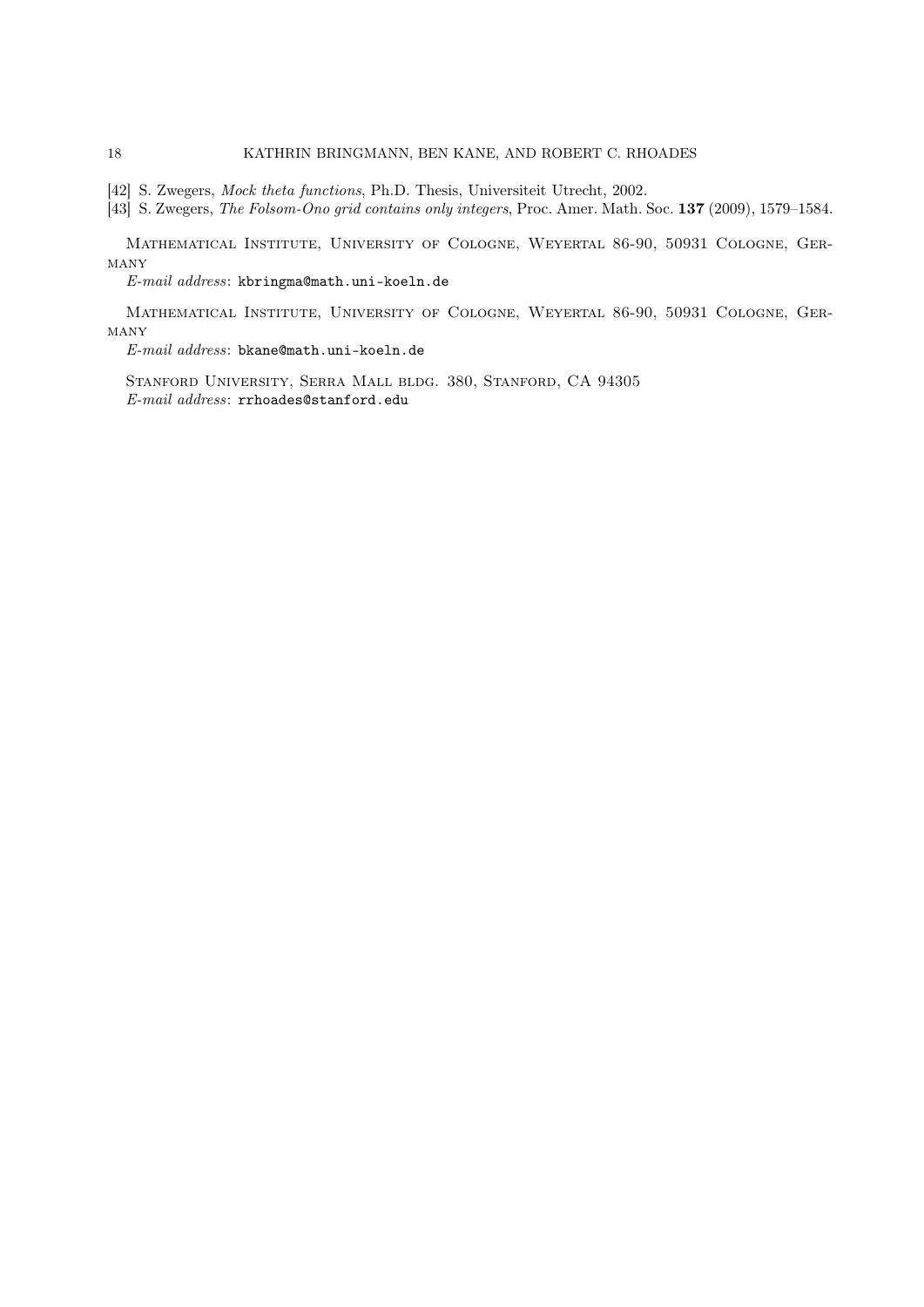[42] S. Zwegers, *Mock theta functions*, Ph.D. Thesis, Universiteit Utrecht, 2002.

[43] S. Zwegers, *The Folsom-Ono grid contains only integers*, Proc. Amer. Math. Soc. **137** (2009), 1579–1584.

Mathematical Institute, University of Cologne, Weyertal 86-90, 50931 Cologne, Germany

*E-mail address*: kbringma@math.uni-koeln.de

Mathematical Institute, University of Cologne, Weyertal 86-90, 50931 Cologne, Germany

*E-mail address*: bkane@math.uni-koeln.de

Stanford University, Serra Mall bldg. 380, Stanford, CA 94305

*E-mail address*: rrhoades@stanford.edu